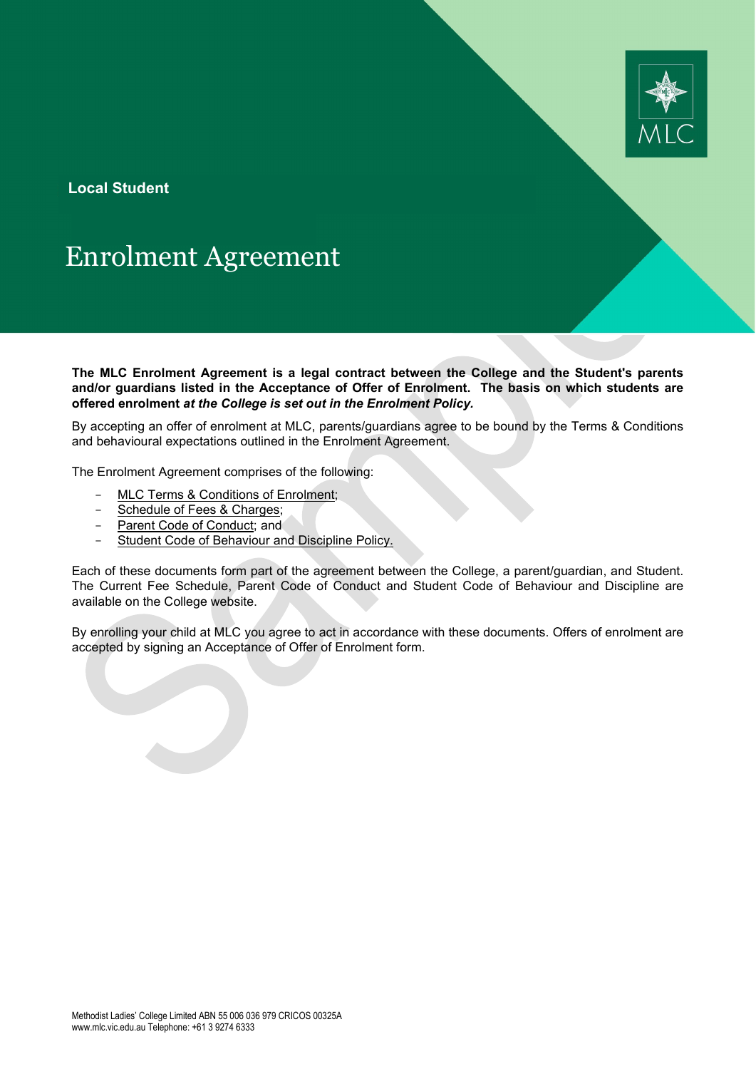**Local Student**

# Enrolment Agreement

**The MLC Enrolment Agreement is a legal contract between the College and the Student's parents and/or guardians listed in the Acceptance of Offer of Enrolment. The basis on which students are offered enrolment *at the College is set out in the Enrolment Policy.***

By accepting an offer of enrolment at MLC, parents/guardians agree to be bound by the Terms & Conditions and behavioural expectations outlined in the Enrolment Agreement.

The Enrolment Agreement comprises of the following:

- MLC Terms & Conditions of Enrolment;
- Schedule of Fees & Charges;
- Parent Code of Conduct; and
- Student Code of Behaviour and Discipline Policy.

Each of these documents form part of the agreement between the College, a parent/guardian, and Student. The Current Fee Schedule, Parent Code of Conduct and Student Code of Behaviour and Discipline are available on the College website.

By enrolling your child at MLC you agree to act in accordance with these documents. Offers of enrolment are accepted by signing an Acceptance of Offer of Enrolment form.

Methodist Ladies' College Limited ABN 55 006 036 979 CRICOS 00325A
www.mlc.vic.edu.au Telephone: +61 3 9274 6333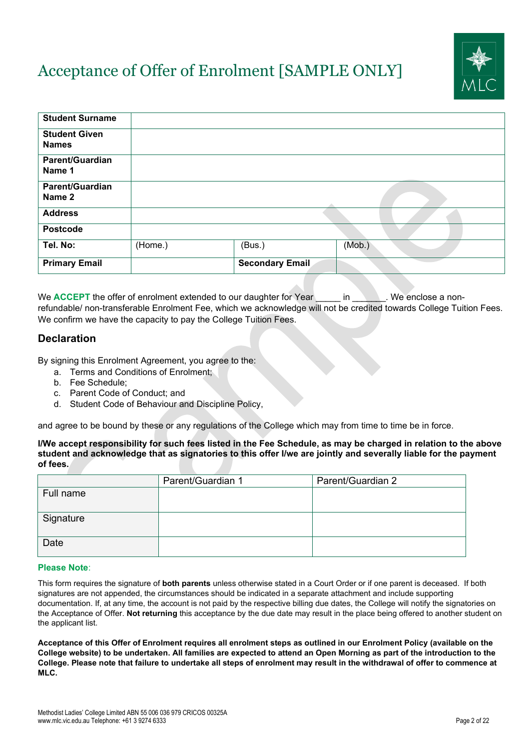# Acceptance of Offer of Enrolment [SAMPLE ONLY]

| **Student Surname** | | | |
|---|---|---|---|
| **Student Given Names** | | | |
| **Parent/Guardian Name 1** | | | |
| **Parent/Guardian Name 2** | | | |
| **Address** | | | |
| **Postcode** | | | |
| **Tel. No:** | (Home.) | (Bus.) | (Mob.) |
| **Primary Email** | | **Secondary Email** | |

We **ACCEPT** the offer of enrolment extended to our daughter for Year _____ in _______. We enclose a non-refundable/ non-transferable Enrolment Fee, which we acknowledge will not be credited towards College Tuition Fees. We confirm we have the capacity to pay the College Tuition Fees.

## Declaration

By signing this Enrolment Agreement, you agree to the:

a. Terms and Conditions of Enrolment;
b. Fee Schedule;
c. Parent Code of Conduct; and
d. Student Code of Behaviour and Discipline Policy,

and agree to be bound by these or any regulations of the College which may from time to time be in force.

**I/We accept responsibility for such fees listed in the Fee Schedule, as may be charged in relation to the above student and acknowledge that as signatories to this offer I/we are jointly and severally liable for the payment of fees.**

| | Parent/Guardian 1 | Parent/Guardian 2 |
|---|---|---|
| Full name | | |
| Signature | | |
| Date | | |

**Please Note**:

This form requires the signature of **both parents** unless otherwise stated in a Court Order or if one parent is deceased. If both signatures are not appended, the circumstances should be indicated in a separate attachment and include supporting documentation. If, at any time, the account is not paid by the respective billing due dates, the College will notify the signatories on the Acceptance of Offer. **Not returning** this acceptance by the due date may result in the place being offered to another student on the applicant list.

**Acceptance of this Offer of Enrolment requires all enrolment steps as outlined in our Enrolment Policy (available on the College website) to be undertaken. All families are expected to attend an Open Morning as part of the introduction to the College. Please note that failure to undertake all steps of enrolment may result in the withdrawal of offer to commence at MLC.**

Methodist Ladies' College Limited ABN 55 006 036 979 CRICOS 00325A
www.mlc.vic.edu.au Telephone: +61 3 9274 6333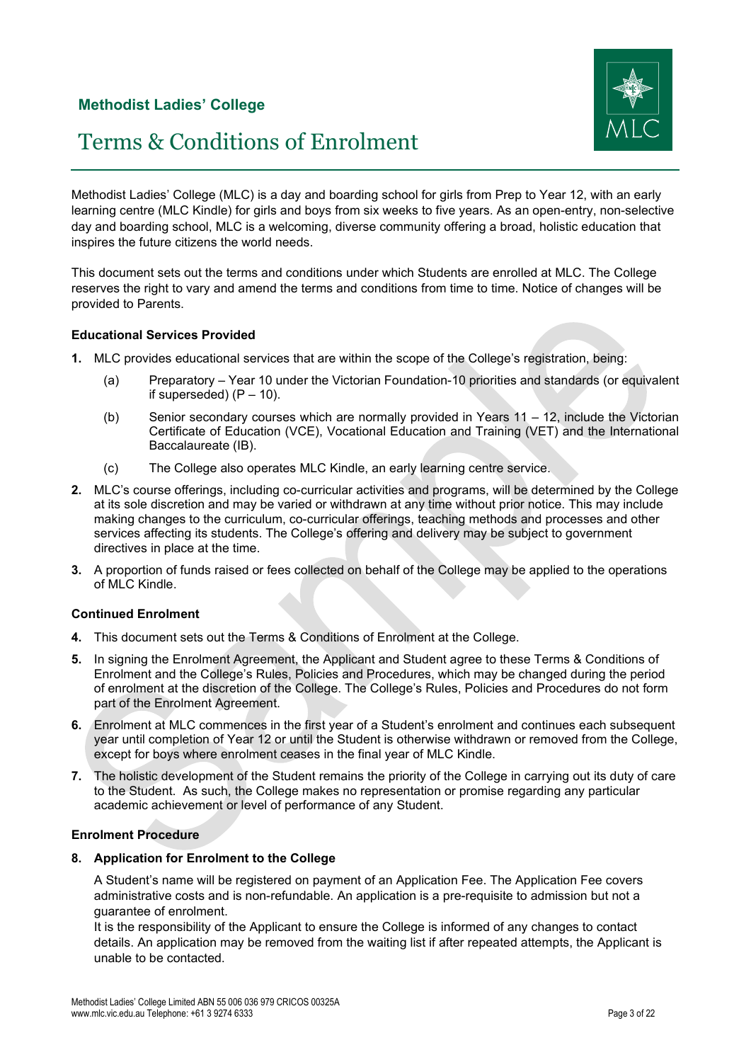**Methodist Ladies' College**

# Terms & Conditions of Enrolment

Methodist Ladies' College (MLC) is a day and boarding school for girls from Prep to Year 12, with an early learning centre (MLC Kindle) for girls and boys from six weeks to five years. As an open-entry, non-selective day and boarding school, MLC is a welcoming, diverse community offering a broad, holistic education that inspires the future citizens the world needs.

This document sets out the terms and conditions under which Students are enrolled at MLC. The College reserves the right to vary and amend the terms and conditions from time to time. Notice of changes will be provided to Parents.

**Educational Services Provided**

1. MLC provides educational services that are within the scope of the College's registration, being:

   (a) Preparatory – Year 10 under the Victorian Foundation-10 priorities and standards (or equivalent if superseded) (P – 10).

   (b) Senior secondary courses which are normally provided in Years 11 – 12, include the Victorian Certificate of Education (VCE), Vocational Education and Training (VET) and the International Baccalaureate (IB).

   (c) The College also operates MLC Kindle, an early learning centre service.

2. MLC's course offerings, including co-curricular activities and programs, will be determined by the College at its sole discretion and may be varied or withdrawn at any time without prior notice. This may include making changes to the curriculum, co-curricular offerings, teaching methods and processes and other services affecting its students. The College's offering and delivery may be subject to government directives in place at the time.

3. A proportion of funds raised or fees collected on behalf of the College may be applied to the operations of MLC Kindle.

**Continued Enrolment**

4. This document sets out the Terms & Conditions of Enrolment at the College.

5. In signing the Enrolment Agreement, the Applicant and Student agree to these Terms & Conditions of Enrolment and the College's Rules, Policies and Procedures, which may be changed during the period of enrolment at the discretion of the College. The College's Rules, Policies and Procedures do not form part of the Enrolment Agreement.

6. Enrolment at MLC commences in the first year of a Student's enrolment and continues each subsequent year until completion of Year 12 or until the Student is otherwise withdrawn or removed from the College, except for boys where enrolment ceases in the final year of MLC Kindle.

7. The holistic development of the Student remains the priority of the College in carrying out its duty of care to the Student. As such, the College makes no representation or promise regarding any particular academic achievement or level of performance of any Student.

**Enrolment Procedure**

8. **Application for Enrolment to the College**

   A Student's name will be registered on payment of an Application Fee. The Application Fee covers administrative costs and is non-refundable. An application is a pre-requisite to admission but not a guarantee of enrolment.
   It is the responsibility of the Applicant to ensure the College is informed of any changes to contact details. An application may be removed from the waiting list if after repeated attempts, the Applicant is unable to be contacted.

Methodist Ladies' College Limited ABN 55 006 036 979 CRICOS 00325A
www.mlc.vic.edu.au Telephone: +61 3 9274 6333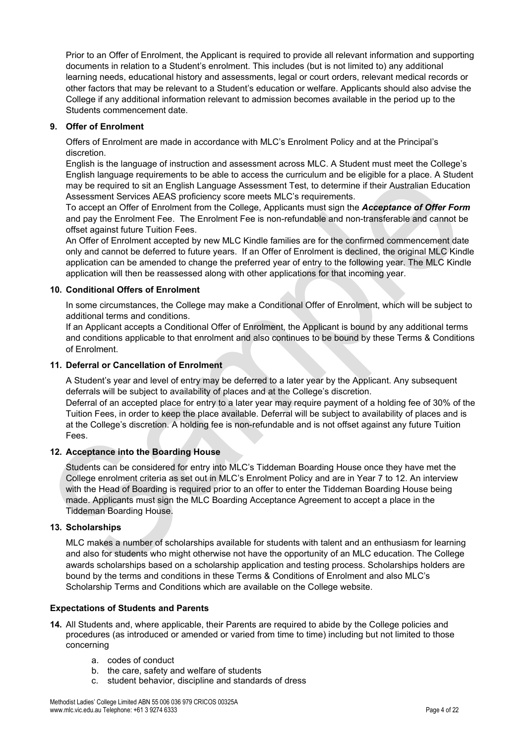Prior to an Offer of Enrolment, the Applicant is required to provide all relevant information and supporting documents in relation to a Student's enrolment. This includes (but is not limited to) any additional learning needs, educational history and assessments, legal or court orders, relevant medical records or other factors that may be relevant to a Student's education or welfare. Applicants should also advise the College if any additional information relevant to admission becomes available in the period up to the Students commencement date.

**9. Offer of Enrolment**

Offers of Enrolment are made in accordance with MLC's Enrolment Policy and at the Principal's discretion.

English is the language of instruction and assessment across MLC. A Student must meet the College's English language requirements to be able to access the curriculum and be eligible for a place. A Student may be required to sit an English Language Assessment Test, to determine if their Australian Education Assessment Services AEAS proficiency score meets MLC's requirements.

To accept an Offer of Enrolment from the College, Applicants must sign the ***Acceptance of Offer Form*** and pay the Enrolment Fee. The Enrolment Fee is non-refundable and non-transferable and cannot be offset against future Tuition Fees.

An Offer of Enrolment accepted by new MLC Kindle families are for the confirmed commencement date only and cannot be deferred to future years. If an Offer of Enrolment is declined, the original MLC Kindle application can be amended to change the preferred year of entry to the following year. The MLC Kindle application will then be reassessed along with other applications for that incoming year.

**10. Conditional Offers of Enrolment**

In some circumstances, the College may make a Conditional Offer of Enrolment, which will be subject to additional terms and conditions.

If an Applicant accepts a Conditional Offer of Enrolment, the Applicant is bound by any additional terms and conditions applicable to that enrolment and also continues to be bound by these Terms & Conditions of Enrolment.

**11. Deferral or Cancellation of Enrolment**

A Student's year and level of entry may be deferred to a later year by the Applicant. Any subsequent deferrals will be subject to availability of places and at the College's discretion.

Deferral of an accepted place for entry to a later year may require payment of a holding fee of 30% of the Tuition Fees, in order to keep the place available. Deferral will be subject to availability of places and is at the College's discretion. A holding fee is non-refundable and is not offset against any future Tuition Fees.

**12. Acceptance into the Boarding House**

Students can be considered for entry into MLC's Tiddeman Boarding House once they have met the College enrolment criteria as set out in MLC's Enrolment Policy and are in Year 7 to 12. An interview with the Head of Boarding is required prior to an offer to enter the Tiddeman Boarding House being made. Applicants must sign the MLC Boarding Acceptance Agreement to accept a place in the Tiddeman Boarding House.

**13. Scholarships**

MLC makes a number of scholarships available for students with talent and an enthusiasm for learning and also for students who might otherwise not have the opportunity of an MLC education. The College awards scholarships based on a scholarship application and testing process. Scholarships holders are bound by the terms and conditions in these Terms & Conditions of Enrolment and also MLC's Scholarship Terms and Conditions which are available on the College website.

**Expectations of Students and Parents**

**14.** All Students and, where applicable, their Parents are required to abide by the College policies and procedures (as introduced or amended or varied from time to time) including but not limited to those concerning

a. codes of conduct
b. the care, safety and welfare of students
c. student behavior, discipline and standards of dress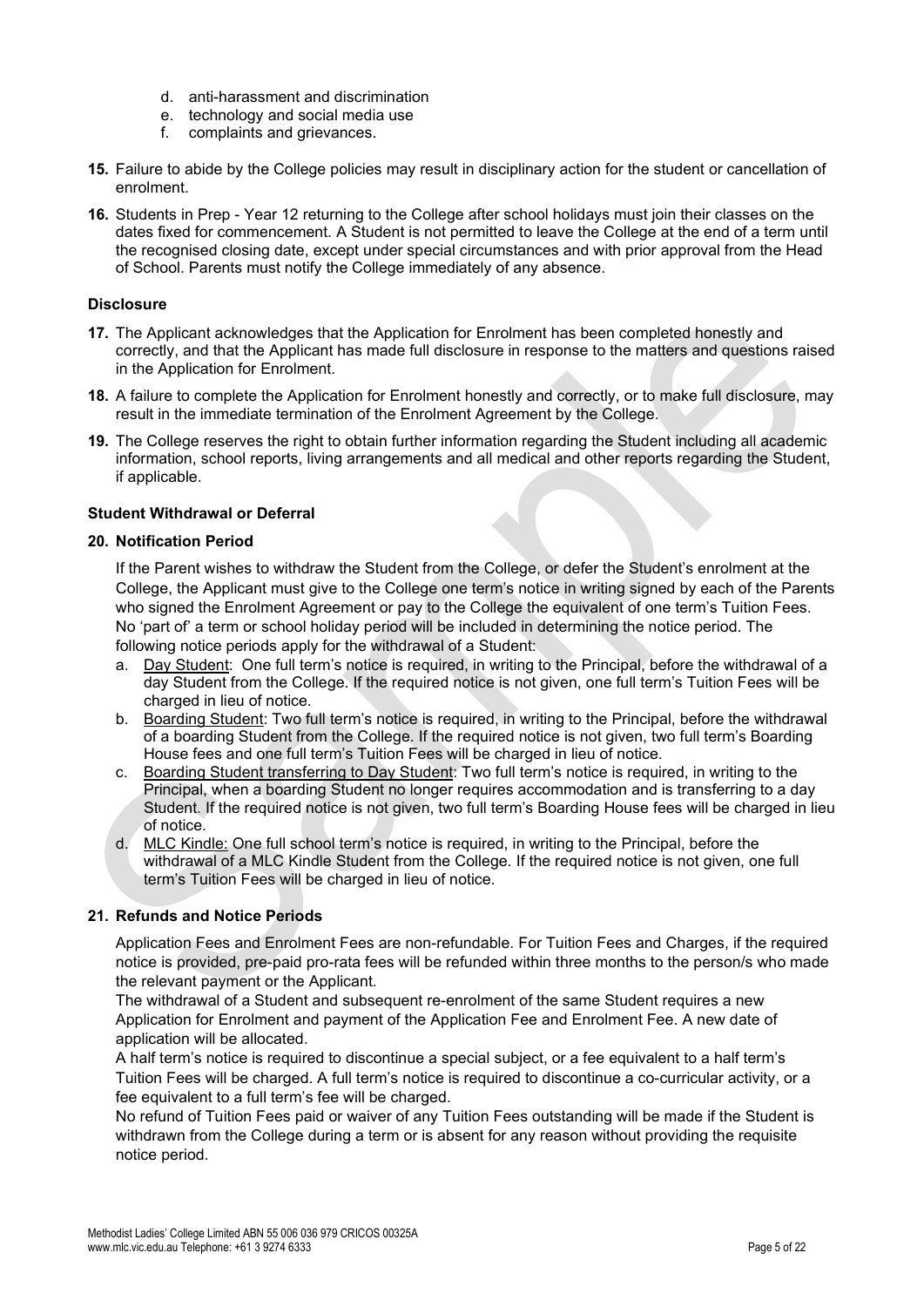d. anti-harassment and discrimination
e. technology and social media use
f. complaints and grievances.

**15.** Failure to abide by the College policies may result in disciplinary action for the student or cancellation of enrolment.

**16.** Students in Prep - Year 12 returning to the College after school holidays must join their classes on the dates fixed for commencement. A Student is not permitted to leave the College at the end of a term until the recognised closing date, except under special circumstances and with prior approval from the Head of School. Parents must notify the College immediately of any absence.

### Disclosure

**17.** The Applicant acknowledges that the Application for Enrolment has been completed honestly and correctly, and that the Applicant has made full disclosure in response to the matters and questions raised in the Application for Enrolment.

**18.** A failure to complete the Application for Enrolment honestly and correctly, or to make full disclosure, may result in the immediate termination of the Enrolment Agreement by the College.

**19.** The College reserves the right to obtain further information regarding the Student including all academic information, school reports, living arrangements and all medical and other reports regarding the Student, if applicable.

### Student Withdrawal or Deferral

**20. Notification Period**

If the Parent wishes to withdraw the Student from the College, or defer the Student's enrolment at the College, the Applicant must give to the College one term's notice in writing signed by each of the Parents who signed the Enrolment Agreement or pay to the College the equivalent of one term's Tuition Fees. No 'part of' a term or school holiday period will be included in determining the notice period. The following notice periods apply for the withdrawal of a Student:

a. Day Student: One full term's notice is required, in writing to the Principal, before the withdrawal of a day Student from the College. If the required notice is not given, one full term's Tuition Fees will be charged in lieu of notice.
b. Boarding Student: Two full term's notice is required, in writing to the Principal, before the withdrawal of a boarding Student from the College. If the required notice is not given, two full term's Boarding House fees and one full term's Tuition Fees will be charged in lieu of notice.
c. Boarding Student transferring to Day Student: Two full term's notice is required, in writing to the Principal, when a boarding Student no longer requires accommodation and is transferring to a day Student. If the required notice is not given, two full term's Boarding House fees will be charged in lieu of notice.
d. MLC Kindle: One full school term's notice is required, in writing to the Principal, before the withdrawal of a MLC Kindle Student from the College. If the required notice is not given, one full term's Tuition Fees will be charged in lieu of notice.

**21. Refunds and Notice Periods**

Application Fees and Enrolment Fees are non-refundable. For Tuition Fees and Charges, if the required notice is provided, pre-paid pro-rata fees will be refunded within three months to the person/s who made the relevant payment or the Applicant.

The withdrawal of a Student and subsequent re-enrolment of the same Student requires a new Application for Enrolment and payment of the Application Fee and Enrolment Fee. A new date of application will be allocated.

A half term's notice is required to discontinue a special subject, or a fee equivalent to a half term's Tuition Fees will be charged. A full term's notice is required to discontinue a co-curricular activity, or a fee equivalent to a full term's fee will be charged.

No refund of Tuition Fees paid or waiver of any Tuition Fees outstanding will be made if the Student is withdrawn from the College during a term or is absent for any reason without providing the requisite notice period.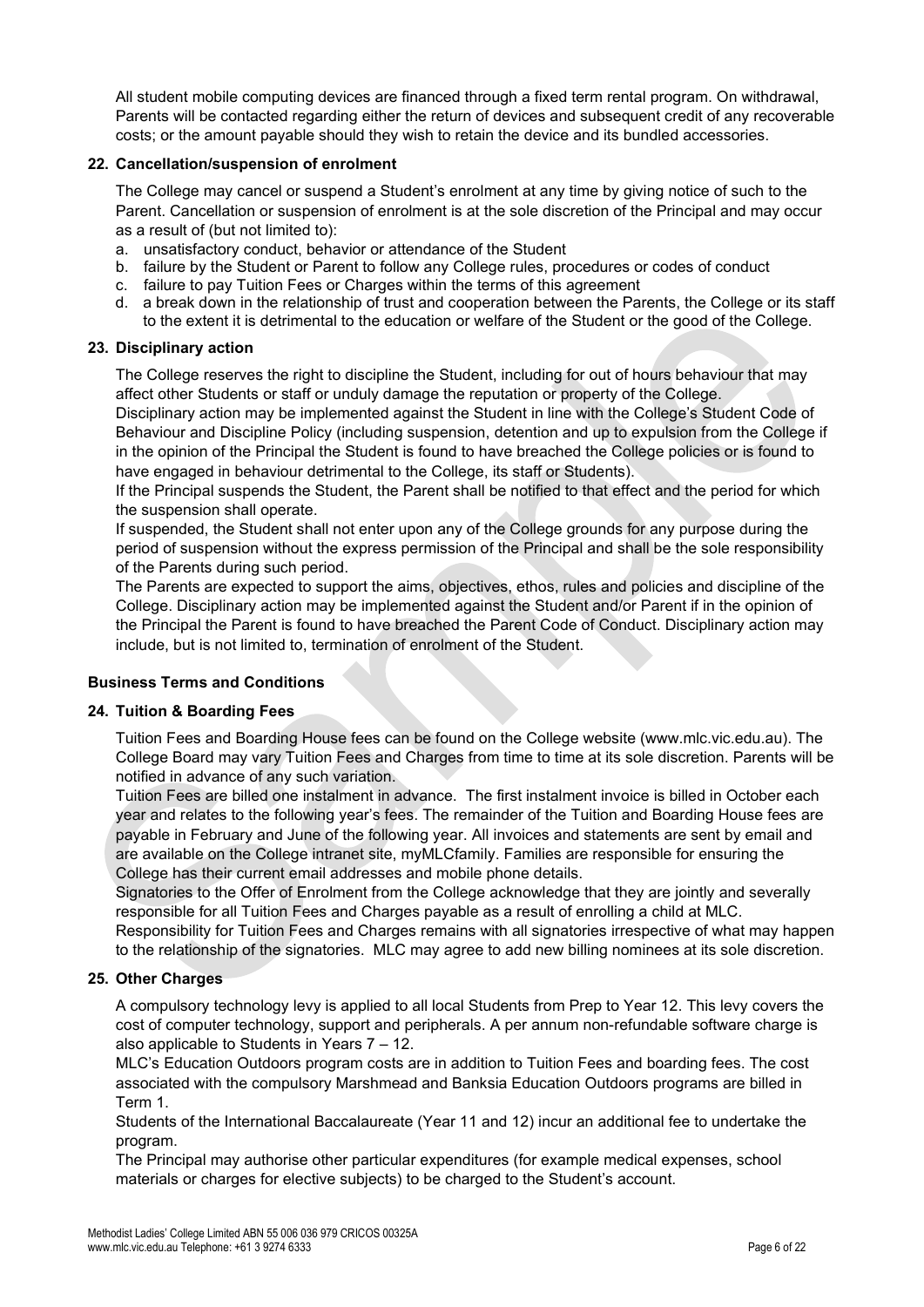All student mobile computing devices are financed through a fixed term rental program. On withdrawal, Parents will be contacted regarding either the return of devices and subsequent credit of any recoverable costs; or the amount payable should they wish to retain the device and its bundled accessories.

### 22. Cancellation/suspension of enrolment

The College may cancel or suspend a Student's enrolment at any time by giving notice of such to the Parent. Cancellation or suspension of enrolment is at the sole discretion of the Principal and may occur as a result of (but not limited to):

a. unsatisfactory conduct, behavior or attendance of the Student
b. failure by the Student or Parent to follow any College rules, procedures or codes of conduct
c. failure to pay Tuition Fees or Charges within the terms of this agreement
d. a break down in the relationship of trust and cooperation between the Parents, the College or its staff to the extent it is detrimental to the education or welfare of the Student or the good of the College.

### 23. Disciplinary action

The College reserves the right to discipline the Student, including for out of hours behaviour that may affect other Students or staff or unduly damage the reputation or property of the College.

Disciplinary action may be implemented against the Student in line with the College's Student Code of Behaviour and Discipline Policy (including suspension, detention and up to expulsion from the College if in the opinion of the Principal the Student is found to have breached the College policies or is found to have engaged in behaviour detrimental to the College, its staff or Students).

If the Principal suspends the Student, the Parent shall be notified to that effect and the period for which the suspension shall operate.

If suspended, the Student shall not enter upon any of the College grounds for any purpose during the period of suspension without the express permission of the Principal and shall be the sole responsibility of the Parents during such period.

The Parents are expected to support the aims, objectives, ethos, rules and policies and discipline of the College. Disciplinary action may be implemented against the Student and/or Parent if in the opinion of the Principal the Parent is found to have breached the Parent Code of Conduct. Disciplinary action may include, but is not limited to, termination of enrolment of the Student.

## Business Terms and Conditions

### 24. Tuition & Boarding Fees

Tuition Fees and Boarding House fees can be found on the College website (www.mlc.vic.edu.au). The College Board may vary Tuition Fees and Charges from time to time at its sole discretion. Parents will be notified in advance of any such variation.

Tuition Fees are billed one instalment in advance. The first instalment invoice is billed in October each year and relates to the following year's fees. The remainder of the Tuition and Boarding House fees are payable in February and June of the following year. All invoices and statements are sent by email and are available on the College intranet site, myMLCfamily. Families are responsible for ensuring the College has their current email addresses and mobile phone details.

Signatories to the Offer of Enrolment from the College acknowledge that they are jointly and severally responsible for all Tuition Fees and Charges payable as a result of enrolling a child at MLC.

Responsibility for Tuition Fees and Charges remains with all signatories irrespective of what may happen to the relationship of the signatories. MLC may agree to add new billing nominees at its sole discretion.

### 25. Other Charges

A compulsory technology levy is applied to all local Students from Prep to Year 12. This levy covers the cost of computer technology, support and peripherals. A per annum non-refundable software charge is also applicable to Students in Years 7 – 12.

MLC's Education Outdoors program costs are in addition to Tuition Fees and boarding fees. The cost associated with the compulsory Marshmead and Banksia Education Outdoors programs are billed in Term 1.

Students of the International Baccalaureate (Year 11 and 12) incur an additional fee to undertake the program.

The Principal may authorise other particular expenditures (for example medical expenses, school materials or charges for elective subjects) to be charged to the Student's account.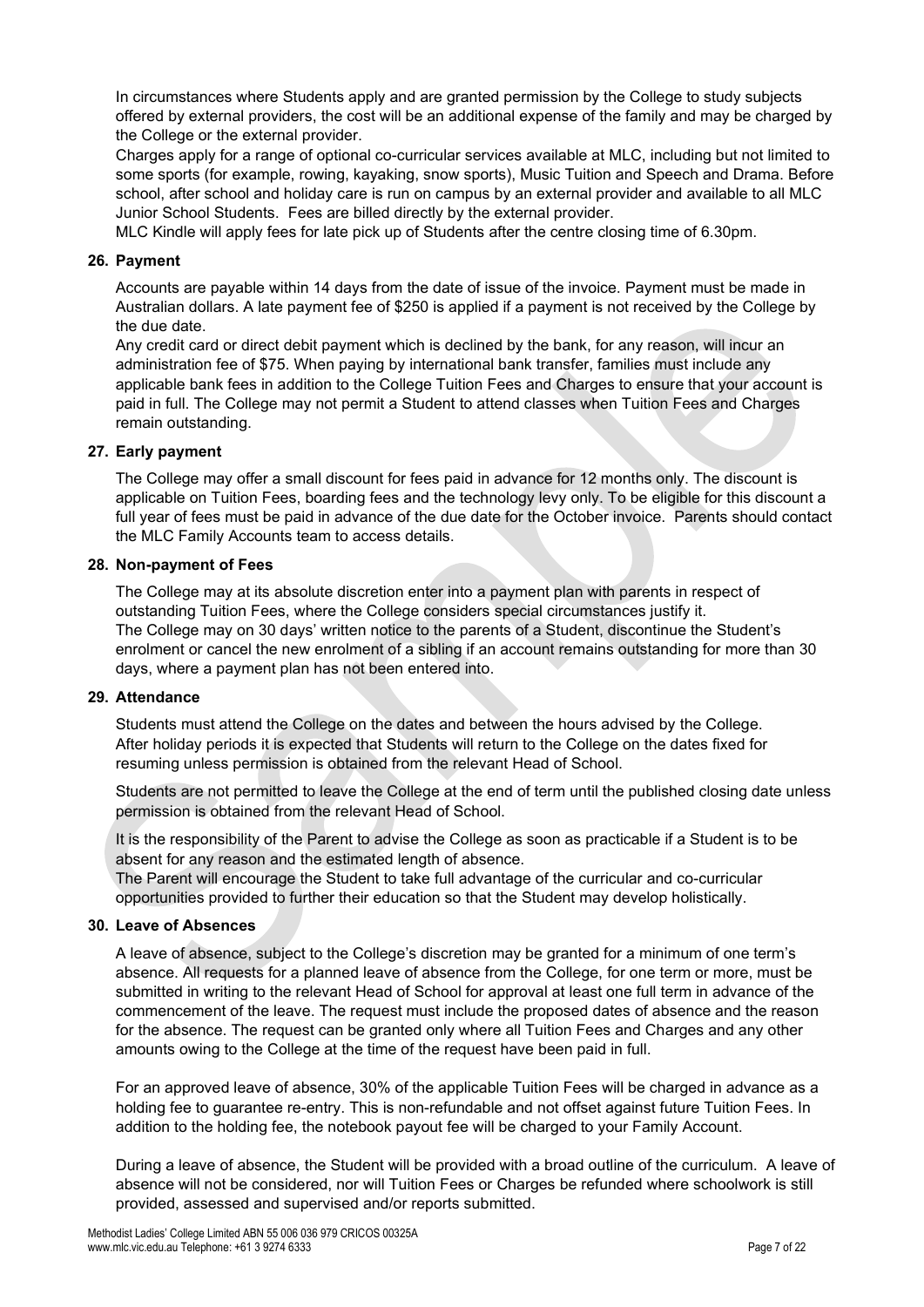In circumstances where Students apply and are granted permission by the College to study subjects offered by external providers, the cost will be an additional expense of the family and may be charged by the College or the external provider.

Charges apply for a range of optional co-curricular services available at MLC, including but not limited to some sports (for example, rowing, kayaking, snow sports), Music Tuition and Speech and Drama. Before school, after school and holiday care is run on campus by an external provider and available to all MLC Junior School Students. Fees are billed directly by the external provider.

MLC Kindle will apply fees for late pick up of Students after the centre closing time of 6.30pm.

### 26. Payment

Accounts are payable within 14 days from the date of issue of the invoice. Payment must be made in Australian dollars. A late payment fee of $250 is applied if a payment is not received by the College by the due date.

Any credit card or direct debit payment which is declined by the bank, for any reason, will incur an administration fee of $75. When paying by international bank transfer, families must include any applicable bank fees in addition to the College Tuition Fees and Charges to ensure that your account is paid in full. The College may not permit a Student to attend classes when Tuition Fees and Charges remain outstanding.

### 27. Early payment

The College may offer a small discount for fees paid in advance for 12 months only. The discount is applicable on Tuition Fees, boarding fees and the technology levy only. To be eligible for this discount a full year of fees must be paid in advance of the due date for the October invoice. Parents should contact the MLC Family Accounts team to access details.

### 28. Non-payment of Fees

The College may at its absolute discretion enter into a payment plan with parents in respect of outstanding Tuition Fees, where the College considers special circumstances justify it.

The College may on 30 days' written notice to the parents of a Student, discontinue the Student's enrolment or cancel the new enrolment of a sibling if an account remains outstanding for more than 30 days, where a payment plan has not been entered into.

### 29. Attendance

Students must attend the College on the dates and between the hours advised by the College.

After holiday periods it is expected that Students will return to the College on the dates fixed for resuming unless permission is obtained from the relevant Head of School.

Students are not permitted to leave the College at the end of term until the published closing date unless permission is obtained from the relevant Head of School.

It is the responsibility of the Parent to advise the College as soon as practicable if a Student is to be absent for any reason and the estimated length of absence.

The Parent will encourage the Student to take full advantage of the curricular and co-curricular opportunities provided to further their education so that the Student may develop holistically.

### 30. Leave of Absences

A leave of absence, subject to the College's discretion may be granted for a minimum of one term's absence. All requests for a planned leave of absence from the College, for one term or more, must be submitted in writing to the relevant Head of School for approval at least one full term in advance of the commencement of the leave. The request must include the proposed dates of absence and the reason for the absence. The request can be granted only where all Tuition Fees and Charges and any other amounts owing to the College at the time of the request have been paid in full.

For an approved leave of absence, 30% of the applicable Tuition Fees will be charged in advance as a holding fee to guarantee re-entry. This is non-refundable and not offset against future Tuition Fees. In addition to the holding fee, the notebook payout fee will be charged to your Family Account.

During a leave of absence, the Student will be provided with a broad outline of the curriculum. A leave of absence will not be considered, nor will Tuition Fees or Charges be refunded where schoolwork is still provided, assessed and supervised and/or reports submitted.

Methodist Ladies' College Limited ABN 55 006 036 979 CRICOS 00325A
www.mlc.vic.edu.au Telephone: +61 3 9274 6333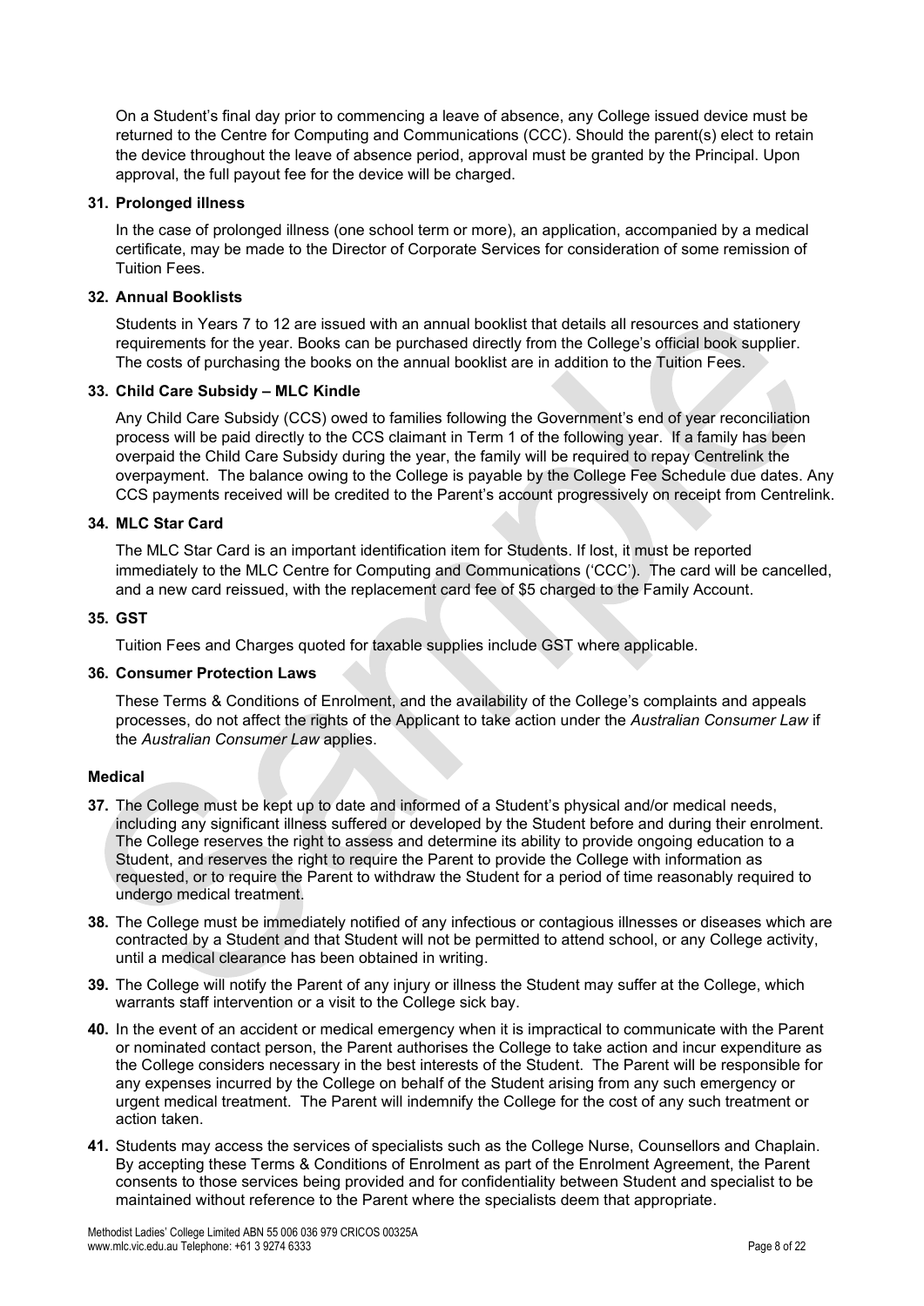On a Student's final day prior to commencing a leave of absence, any College issued device must be returned to the Centre for Computing and Communications (CCC). Should the parent(s) elect to retain the device throughout the leave of absence period, approval must be granted by the Principal. Upon approval, the full payout fee for the device will be charged.

### 31. Prolonged illness

In the case of prolonged illness (one school term or more), an application, accompanied by a medical certificate, may be made to the Director of Corporate Services for consideration of some remission of Tuition Fees.

### 32. Annual Booklists

Students in Years 7 to 12 are issued with an annual booklist that details all resources and stationery requirements for the year. Books can be purchased directly from the College's official book supplier. The costs of purchasing the books on the annual booklist are in addition to the Tuition Fees.

### 33. Child Care Subsidy – MLC Kindle

Any Child Care Subsidy (CCS) owed to families following the Government's end of year reconciliation process will be paid directly to the CCS claimant in Term 1 of the following year. If a family has been overpaid the Child Care Subsidy during the year, the family will be required to repay Centrelink the overpayment. The balance owing to the College is payable by the College Fee Schedule due dates. Any CCS payments received will be credited to the Parent's account progressively on receipt from Centrelink.

### 34. MLC Star Card

The MLC Star Card is an important identification item for Students. If lost, it must be reported immediately to the MLC Centre for Computing and Communications ('CCC'). The card will be cancelled, and a new card reissued, with the replacement card fee of $5 charged to the Family Account.

### 35. GST

Tuition Fees and Charges quoted for taxable supplies include GST where applicable.

### 36. Consumer Protection Laws

These Terms & Conditions of Enrolment, and the availability of the College's complaints and appeals processes, do not affect the rights of the Applicant to take action under the *Australian Consumer Law* if the *Australian Consumer Law* applies.

### Medical

**37.** The College must be kept up to date and informed of a Student's physical and/or medical needs, including any significant illness suffered or developed by the Student before and during their enrolment. The College reserves the right to assess and determine its ability to provide ongoing education to a Student, and reserves the right to require the Parent to provide the College with information as requested, or to require the Parent to withdraw the Student for a period of time reasonably required to undergo medical treatment.

**38.** The College must be immediately notified of any infectious or contagious illnesses or diseases which are contracted by a Student and that Student will not be permitted to attend school, or any College activity, until a medical clearance has been obtained in writing.

**39.** The College will notify the Parent of any injury or illness the Student may suffer at the College, which warrants staff intervention or a visit to the College sick bay.

**40.** In the event of an accident or medical emergency when it is impractical to communicate with the Parent or nominated contact person, the Parent authorises the College to take action and incur expenditure as the College considers necessary in the best interests of the Student. The Parent will be responsible for any expenses incurred by the College on behalf of the Student arising from any such emergency or urgent medical treatment. The Parent will indemnify the College for the cost of any such treatment or action taken.

**41.** Students may access the services of specialists such as the College Nurse, Counsellors and Chaplain. By accepting these Terms & Conditions of Enrolment as part of the Enrolment Agreement, the Parent consents to those services being provided and for confidentiality between Student and specialist to be maintained without reference to the Parent where the specialists deem that appropriate.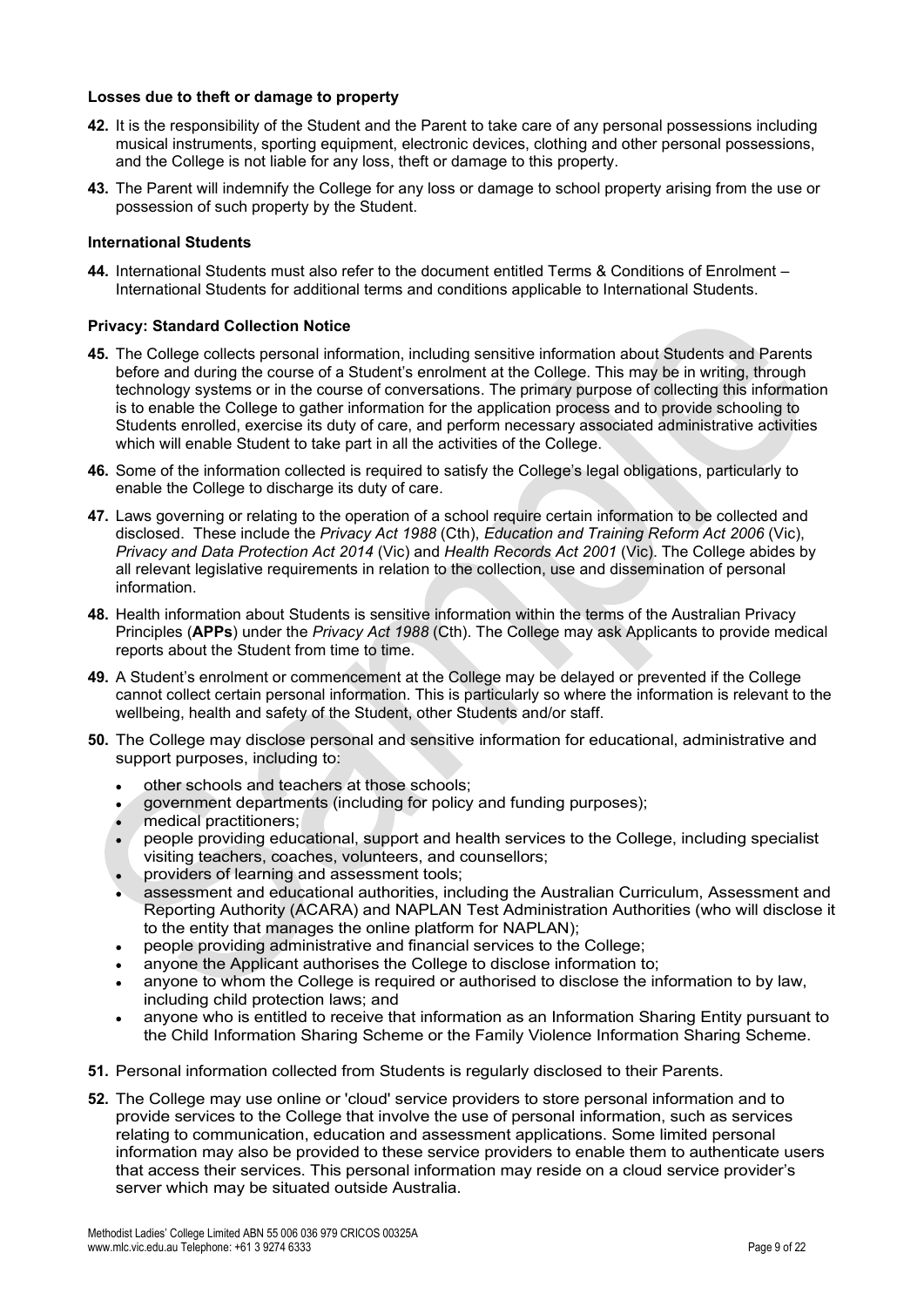#### Losses due to theft or damage to property

**42.** It is the responsibility of the Student and the Parent to take care of any personal possessions including musical instruments, sporting equipment, electronic devices, clothing and other personal possessions, and the College is not liable for any loss, theft or damage to this property.

**43.** The Parent will indemnify the College for any loss or damage to school property arising from the use or possession of such property by the Student.

#### International Students

**44.** International Students must also refer to the document entitled Terms & Conditions of Enrolment – International Students for additional terms and conditions applicable to International Students.

#### Privacy: Standard Collection Notice

**45.** The College collects personal information, including sensitive information about Students and Parents before and during the course of a Student's enrolment at the College. This may be in writing, through technology systems or in the course of conversations. The primary purpose of collecting this information is to enable the College to gather information for the application process and to provide schooling to Students enrolled, exercise its duty of care, and perform necessary associated administrative activities which will enable Student to take part in all the activities of the College.

**46.** Some of the information collected is required to satisfy the College's legal obligations, particularly to enable the College to discharge its duty of care.

**47.** Laws governing or relating to the operation of a school require certain information to be collected and disclosed. These include the *Privacy Act 1988* (Cth), *Education and Training Reform Act 2006* (Vic), *Privacy and Data Protection Act 2014* (Vic) and *Health Records Act 2001* (Vic). The College abides by all relevant legislative requirements in relation to the collection, use and dissemination of personal information.

**48.** Health information about Students is sensitive information within the terms of the Australian Privacy Principles (**APPs**) under the *Privacy Act 1988* (Cth). The College may ask Applicants to provide medical reports about the Student from time to time.

**49.** A Student's enrolment or commencement at the College may be delayed or prevented if the College cannot collect certain personal information. This is particularly so where the information is relevant to the wellbeing, health and safety of the Student, other Students and/or staff.

**50.** The College may disclose personal and sensitive information for educational, administrative and support purposes, including to:

- other schools and teachers at those schools;
- government departments (including for policy and funding purposes);
- medical practitioners;
- people providing educational, support and health services to the College, including specialist visiting teachers, coaches, volunteers, and counsellors;
- providers of learning and assessment tools;
- assessment and educational authorities, including the Australian Curriculum, Assessment and Reporting Authority (ACARA) and NAPLAN Test Administration Authorities (who will disclose it to the entity that manages the online platform for NAPLAN);
- people providing administrative and financial services to the College;
- anyone the Applicant authorises the College to disclose information to;
- anyone to whom the College is required or authorised to disclose the information to by law, including child protection laws; and
- anyone who is entitled to receive that information as an Information Sharing Entity pursuant to the Child Information Sharing Scheme or the Family Violence Information Sharing Scheme.

**51.** Personal information collected from Students is regularly disclosed to their Parents.

**52.** The College may use online or 'cloud' service providers to store personal information and to provide services to the College that involve the use of personal information, such as services relating to communication, education and assessment applications. Some limited personal information may also be provided to these service providers to enable them to authenticate users that access their services. This personal information may reside on a cloud service provider's server which may be situated outside Australia.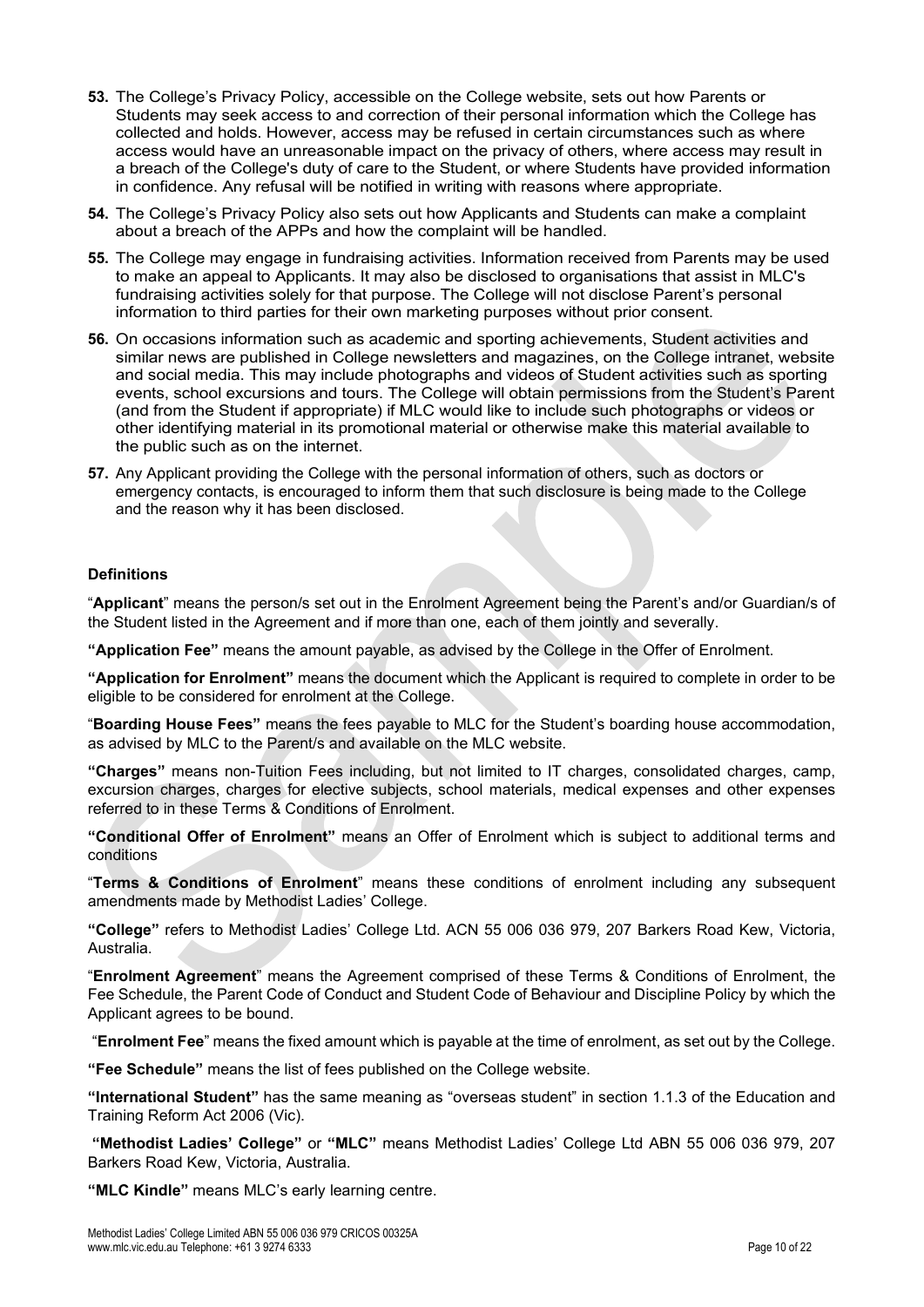**53.** The College's Privacy Policy, accessible on the College website, sets out how Parents or Students may seek access to and correction of their personal information which the College has collected and holds. However, access may be refused in certain circumstances such as where access would have an unreasonable impact on the privacy of others, where access may result in a breach of the College's duty of care to the Student, or where Students have provided information in confidence. Any refusal will be notified in writing with reasons where appropriate.

**54.** The College's Privacy Policy also sets out how Applicants and Students can make a complaint about a breach of the APPs and how the complaint will be handled.

**55.** The College may engage in fundraising activities. Information received from Parents may be used to make an appeal to Applicants. It may also be disclosed to organisations that assist in MLC's fundraising activities solely for that purpose. The College will not disclose Parent's personal information to third parties for their own marketing purposes without prior consent.

**56.** On occasions information such as academic and sporting achievements, Student activities and similar news are published in College newsletters and magazines, on the College intranet, website and social media. This may include photographs and videos of Student activities such as sporting events, school excursions and tours. The College will obtain permissions from the Student's Parent (and from the Student if appropriate) if MLC would like to include such photographs or videos or other identifying material in its promotional material or otherwise make this material available to the public such as on the internet.

**57.** Any Applicant providing the College with the personal information of others, such as doctors or emergency contacts, is encouraged to inform them that such disclosure is being made to the College and the reason why it has been disclosed.

**Definitions**

"**Applicant**" means the person/s set out in the Enrolment Agreement being the Parent's and/or Guardian/s of the Student listed in the Agreement and if more than one, each of them jointly and severally.

**"Application Fee"** means the amount payable, as advised by the College in the Offer of Enrolment.

**"Application for Enrolment"** means the document which the Applicant is required to complete in order to be eligible to be considered for enrolment at the College.

"**Boarding House Fees"** means the fees payable to MLC for the Student's boarding house accommodation, as advised by MLC to the Parent/s and available on the MLC website.

**"Charges"** means non-Tuition Fees including, but not limited to IT charges, consolidated charges, camp, excursion charges, charges for elective subjects, school materials, medical expenses and other expenses referred to in these Terms & Conditions of Enrolment.

**"Conditional Offer of Enrolment"** means an Offer of Enrolment which is subject to additional terms and conditions

"**Terms & Conditions of Enrolment**" means these conditions of enrolment including any subsequent amendments made by Methodist Ladies' College.

**"College"** refers to Methodist Ladies' College Ltd. ACN 55 006 036 979, 207 Barkers Road Kew, Victoria, Australia.

"**Enrolment Agreement**" means the Agreement comprised of these Terms & Conditions of Enrolment, the Fee Schedule, the Parent Code of Conduct and Student Code of Behaviour and Discipline Policy by which the Applicant agrees to be bound.

"**Enrolment Fee**" means the fixed amount which is payable at the time of enrolment, as set out by the College.

**"Fee Schedule"** means the list of fees published on the College website.

**"International Student"** has the same meaning as "overseas student" in section 1.1.3 of the Education and Training Reform Act 2006 (Vic).

**"Methodist Ladies' College"** or **"MLC"** means Methodist Ladies' College Ltd ABN 55 006 036 979, 207 Barkers Road Kew, Victoria, Australia.

**"MLC Kindle"** means MLC's early learning centre.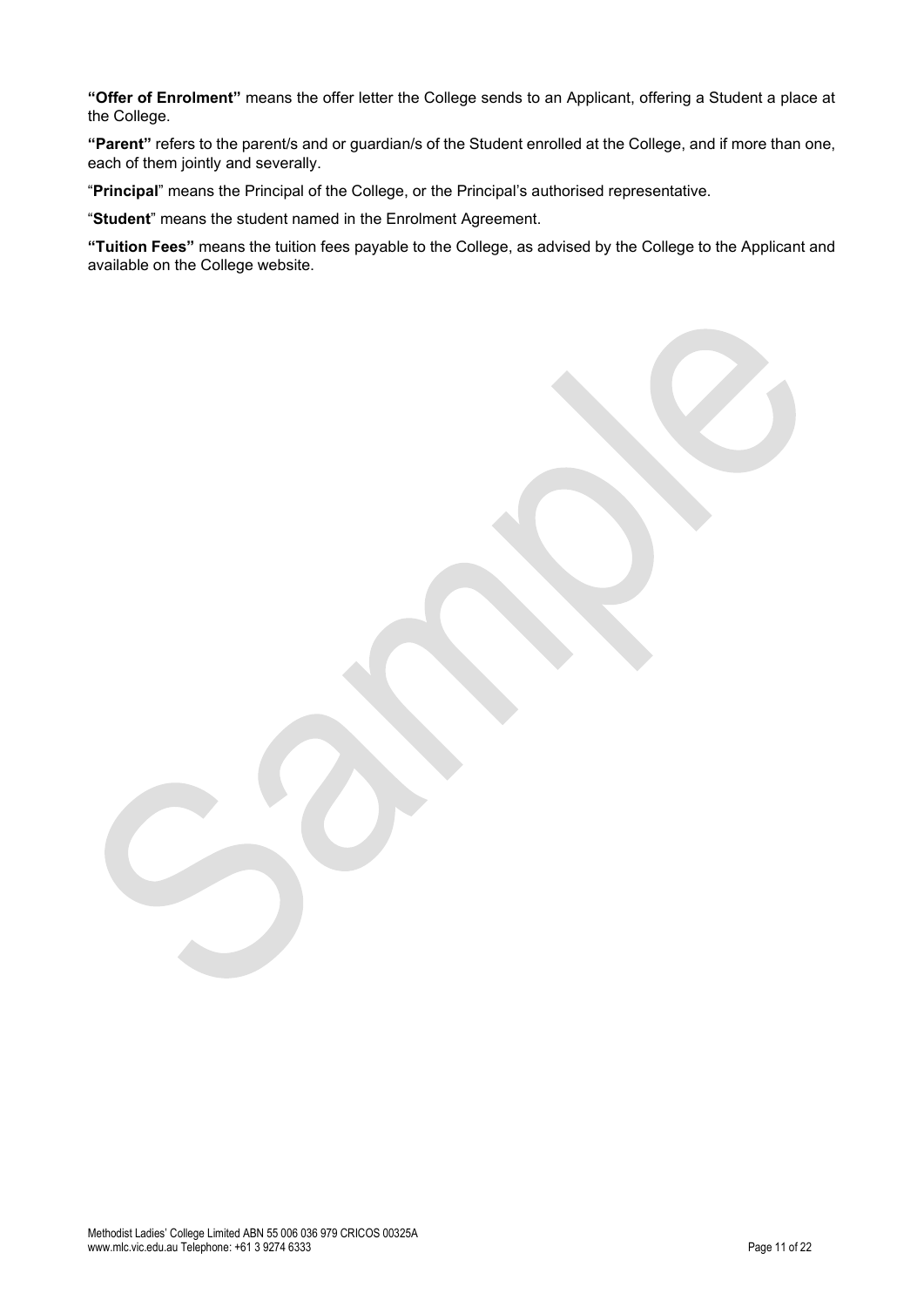**"Offer of Enrolment"** means the offer letter the College sends to an Applicant, offering a Student a place at the College.

**"Parent"** refers to the parent/s and or guardian/s of the Student enrolled at the College, and if more than one, each of them jointly and severally.

"**Principal**" means the Principal of the College, or the Principal's authorised representative.

"**Student**" means the student named in the Enrolment Agreement.

**"Tuition Fees"** means the tuition fees payable to the College, as advised by the College to the Applicant and available on the College website.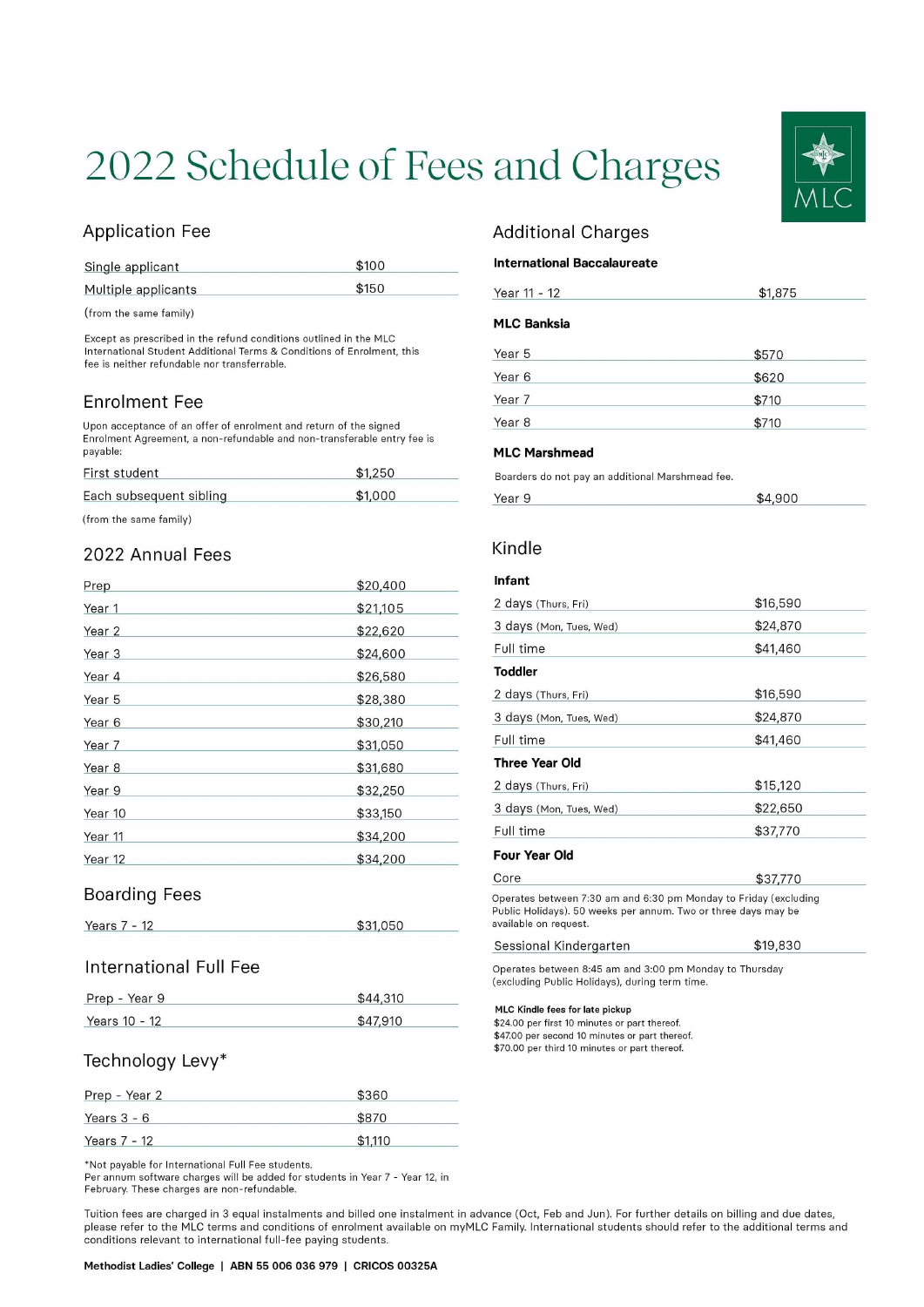# 2022 Schedule of Fees and Charges

MLC

## Application Fee

| | |
|---|---|
| Single applicant | $100 |
| Multiple applicants | $150 |

(from the same family)

Except as prescribed in the refund conditions outlined in the MLC International Student Additional Terms & Conditions of Enrolment, this fee is neither refundable nor transferrable.

## Enrolment Fee

Upon acceptance of an offer of enrolment and return of the signed Enrolment Agreement, a non-refundable and non-transferable entry fee is payable:

| | |
|---|---|
| First student | $1,250 |
| Each subsequent sibling | $1,000 |

(from the same family)

## 2022 Annual Fees

| | |
|---|---|
| Prep | $20,400 |
| Year 1 | $21,105 |
| Year 2 | $22,620 |
| Year 3 | $24,600 |
| Year 4 | $26,580 |
| Year 5 | $28,380 |
| Year 6 | $30,210 |
| Year 7 | $31,050 |
| Year 8 | $31,680 |
| Year 9 | $32,250 |
| Year 10 | $33,150 |
| Year 11 | $34,200 |
| Year 12 | $34,200 |

## Boarding Fees

| | |
|---|---|
| Years 7 - 12 | $31,050 |

## International Full Fee

| | |
|---|---|
| Prep - Year 9 | $44,310 |
| Years 10 - 12 | $47,910 |

## Technology Levy*

| | |
|---|---|
| Prep - Year 2 | $360 |
| Years 3 - 6 | $870 |
| Years 7 - 12 | $1,110 |

*Not payable for International Full Fee students.
Per annum software charges will be added for students in Year 7 - Year 12, in February. These charges are non-refundable.

## Additional Charges

**International Baccalaureate**

| | |
|---|---|
| Year 11 - 12 | $1,875 |

**MLC Banksia**

| | |
|---|---|
| Year 5 | $570 |
| Year 6 | $620 |
| Year 7 | $710 |
| Year 8 | $710 |

**MLC Marshmead**

Boarders do not pay an additional Marshmead fee.

| | |
|---|---|
| Year 9 | $4,900 |

## Kindle

**Infant**

| | |
|---|---|
| 2 days (Thurs, Fri) | $16,590 |
| 3 days (Mon, Tues, Wed) | $24,870 |
| Full time | $41,460 |

**Toddler**

| | |
|---|---|
| 2 days (Thurs, Fri) | $16,590 |
| 3 days (Mon, Tues, Wed) | $24,870 |
| Full time | $41,460 |

**Three Year Old**

| | |
|---|---|
| 2 days (Thurs, Fri) | $15,120 |
| 3 days (Mon, Tues, Wed) | $22,650 |
| Full time | $37,770 |

**Four Year Old**

| | |
|---|---|
| Core | $37,770 |

Operates between 7:30 am and 6:30 pm Monday to Friday (excluding Public Holidays). 50 weeks per annum. Two or three days may be available on request.

| | |
|---|---|
| Sessional Kindergarten | $19,830 |

Operates between 8:45 am and 3:00 pm Monday to Thursday (excluding Public Holidays), during term time.

**MLC Kindle fees for late pickup**
$24.00 per first 10 minutes or part thereof.
$47.00 per second 10 minutes or part thereof.
$70.00 per third 10 minutes or part thereof.

Tuition fees are charged in 3 equal instalments and billed one instalment in advance (Oct, Feb and Jun). For further details on billing and due dates, please refer to the MLC terms and conditions of enrolment available on myMLC Family. International students should refer to the additional terms and conditions relevant to international full-fee paying students.

**Methodist Ladies' College | ABN 55 006 036 979 | CRICOS 00325A**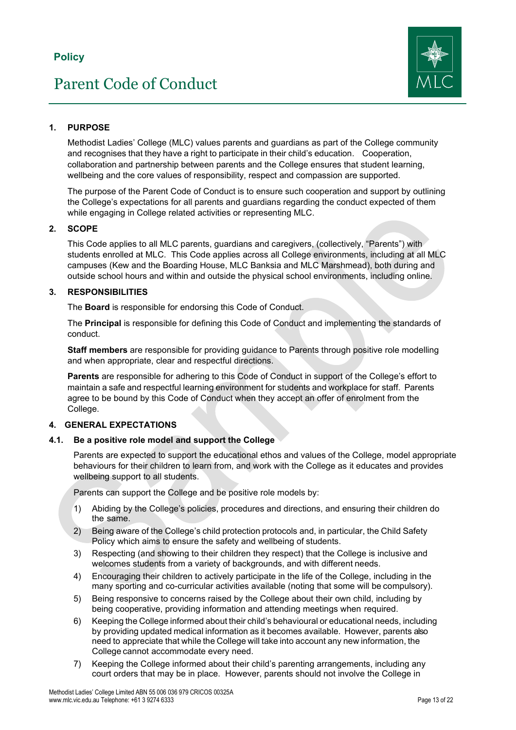**Policy**

# Parent Code of Conduct

## 1. PURPOSE

Methodist Ladies' College (MLC) values parents and guardians as part of the College community and recognises that they have a right to participate in their child's education. Cooperation, collaboration and partnership between parents and the College ensures that student learning, wellbeing and the core values of responsibility, respect and compassion are supported.

The purpose of the Parent Code of Conduct is to ensure such cooperation and support by outlining the College's expectations for all parents and guardians regarding the conduct expected of them while engaging in College related activities or representing MLC.

## 2. SCOPE

This Code applies to all MLC parents, guardians and caregivers, (collectively, "Parents") with students enrolled at MLC. This Code applies across all College environments, including at all MLC campuses (Kew and the Boarding House, MLC Banksia and MLC Marshmead), both during and outside school hours and within and outside the physical school environments, including online.

## 3. RESPONSIBILITIES

The **Board** is responsible for endorsing this Code of Conduct.

The **Principal** is responsible for defining this Code of Conduct and implementing the standards of conduct.

**Staff members** are responsible for providing guidance to Parents through positive role modelling and when appropriate, clear and respectful directions.

**Parents** are responsible for adhering to this Code of Conduct in support of the College's effort to maintain a safe and respectful learning environment for students and workplace for staff. Parents agree to be bound by this Code of Conduct when they accept an offer of enrolment from the College.

## 4. GENERAL EXPECTATIONS

### 4.1. Be a positive role model and support the College

Parents are expected to support the educational ethos and values of the College, model appropriate behaviours for their children to learn from, and work with the College as it educates and provides wellbeing support to all students.

Parents can support the College and be positive role models by:

1) Abiding by the College's policies, procedures and directions, and ensuring their children do the same.
2) Being aware of the College's child protection protocols and, in particular, the Child Safety Policy which aims to ensure the safety and wellbeing of students.
3) Respecting (and showing to their children they respect) that the College is inclusive and welcomes students from a variety of backgrounds, and with different needs.
4) Encouraging their children to actively participate in the life of the College, including in the many sporting and co-curricular activities available (noting that some will be compulsory).
5) Being responsive to concerns raised by the College about their own child, including by being cooperative, providing information and attending meetings when required.
6) Keeping the College informed about their child's behavioural or educational needs, including by providing updated medical information as it becomes available. However, parents also need to appreciate that while the College will take into account any new information, the College cannot accommodate every need.
7) Keeping the College informed about their child's parenting arrangements, including any court orders that may be in place. However, parents should not involve the College in

Methodist Ladies' College Limited ABN 55 006 036 979 CRICOS 00325A
www.mlc.vic.edu.au Telephone: +61 3 9274 6333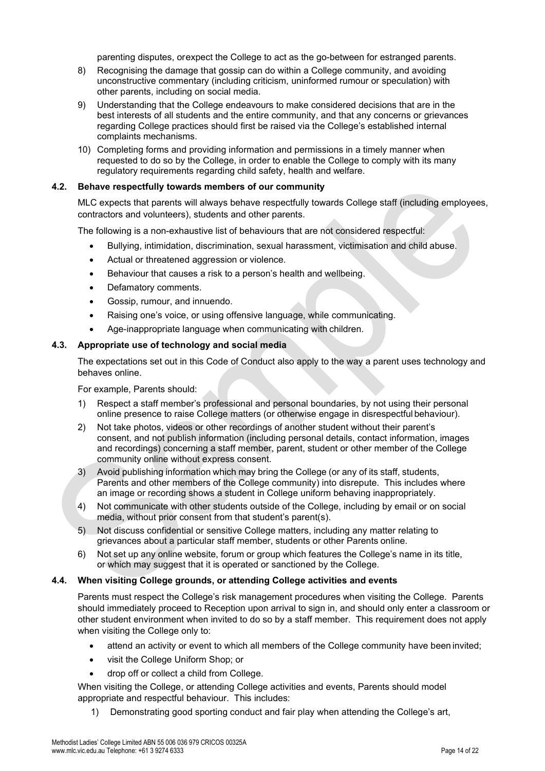parenting disputes, orexpect the College to act as the go-between for estranged parents.

8) Recognising the damage that gossip can do within a College community, and avoiding unconstructive commentary (including criticism, uninformed rumour or speculation) with other parents, including on social media.
9) Understanding that the College endeavours to make considered decisions that are in the best interests of all students and the entire community, and that any concerns or grievances regarding College practices should first be raised via the College's established internal complaints mechanisms.
10) Completing forms and providing information and permissions in a timely manner when requested to do so by the College, in order to enable the College to comply with its many regulatory requirements regarding child safety, health and welfare.

### 4.2. Behave respectfully towards members of our community

MLC expects that parents will always behave respectfully towards College staff (including employees, contractors and volunteers), students and other parents.

The following is a non-exhaustive list of behaviours that are not considered respectful:

- Bullying, intimidation, discrimination, sexual harassment, victimisation and child abuse.
- Actual or threatened aggression or violence.
- Behaviour that causes a risk to a person's health and wellbeing.
- Defamatory comments.
- Gossip, rumour, and innuendo.
- Raising one's voice, or using offensive language, while communicating.
- Age-inappropriate language when communicating with children.

### 4.3. Appropriate use of technology and social media

The expectations set out in this Code of Conduct also apply to the way a parent uses technology and behaves online.

For example, Parents should:

1) Respect a staff member's professional and personal boundaries, by not using their personal online presence to raise College matters (or otherwise engage in disrespectful behaviour).
2) Not take photos, videos or other recordings of another student without their parent's consent, and not publish information (including personal details, contact information, images and recordings) concerning a staff member, parent, student or other member of the College community online without express consent.
3) Avoid publishing information which may bring the College (or any of its staff, students, Parents and other members of the College community) into disrepute. This includes where an image or recording shows a student in College uniform behaving inappropriately.
4) Not communicate with other students outside of the College, including by email or on social media, without prior consent from that student's parent(s).
5) Not discuss confidential or sensitive College matters, including any matter relating to grievances about a particular staff member, students or other Parents online.
6) Not set up any online website, forum or group which features the College's name in its title, or which may suggest that it is operated or sanctioned by the College.

### 4.4. When visiting College grounds, or attending College activities and events

Parents must respect the College's risk management procedures when visiting the College. Parents should immediately proceed to Reception upon arrival to sign in, and should only enter a classroom or other student environment when invited to do so by a staff member. This requirement does not apply when visiting the College only to:

- attend an activity or event to which all members of the College community have been invited;
- visit the College Uniform Shop; or
- drop off or collect a child from College.

When visiting the College, or attending College activities and events, Parents should model appropriate and respectful behaviour. This includes:

1) Demonstrating good sporting conduct and fair play when attending the College's art,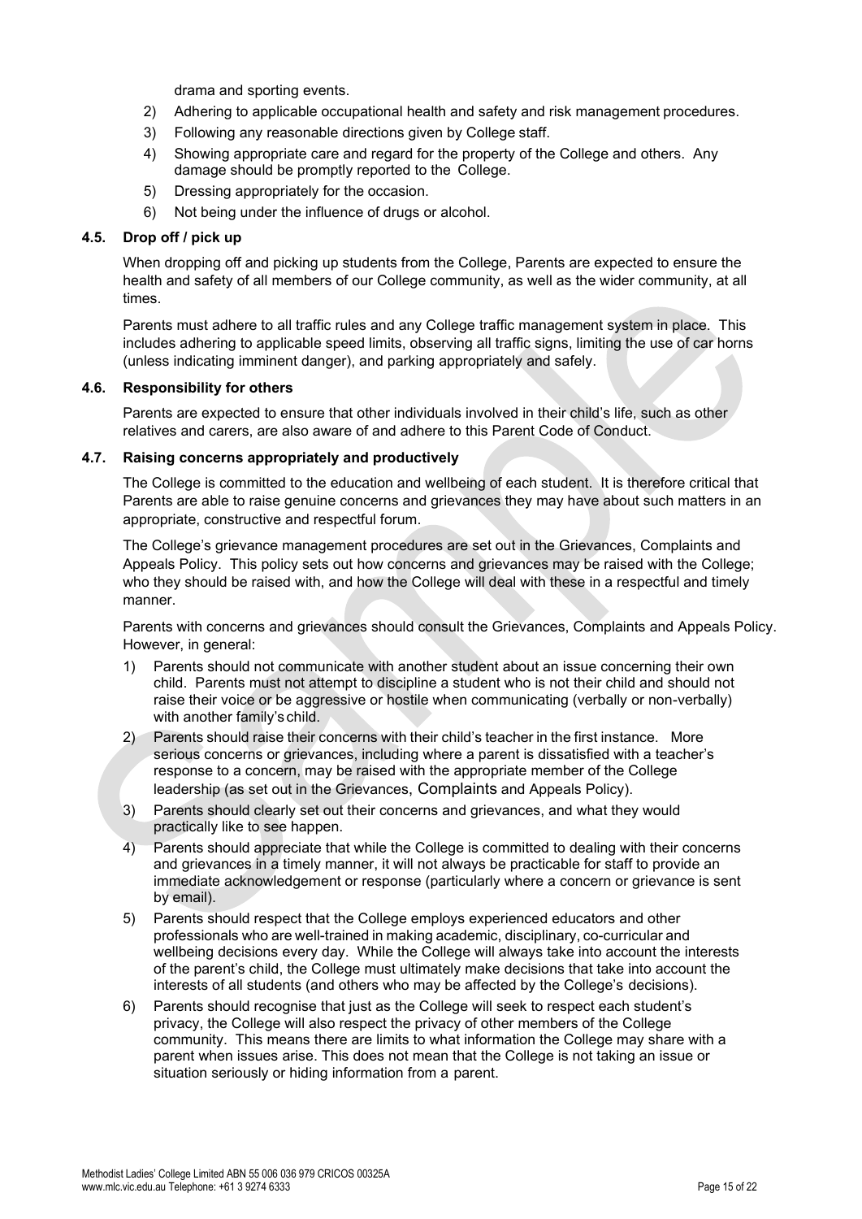drama and sporting events.

2) Adhering to applicable occupational health and safety and risk management procedures.
3) Following any reasonable directions given by College staff.
4) Showing appropriate care and regard for the property of the College and others. Any damage should be promptly reported to the College.
5) Dressing appropriately for the occasion.
6) Not being under the influence of drugs or alcohol.

### 4.5. Drop off / pick up

When dropping off and picking up students from the College, Parents are expected to ensure the health and safety of all members of our College community, as well as the wider community, at all times.

Parents must adhere to all traffic rules and any College traffic management system in place. This includes adhering to applicable speed limits, observing all traffic signs, limiting the use of car horns (unless indicating imminent danger), and parking appropriately and safely.

### 4.6. Responsibility for others

Parents are expected to ensure that other individuals involved in their child's life, such as other relatives and carers, are also aware of and adhere to this Parent Code of Conduct.

### 4.7. Raising concerns appropriately and productively

The College is committed to the education and wellbeing of each student. It is therefore critical that Parents are able to raise genuine concerns and grievances they may have about such matters in an appropriate, constructive and respectful forum.

The College's grievance management procedures are set out in the Grievances, Complaints and Appeals Policy. This policy sets out how concerns and grievances may be raised with the College; who they should be raised with, and how the College will deal with these in a respectful and timely manner.

Parents with concerns and grievances should consult the Grievances, Complaints and Appeals Policy. However, in general:

1) Parents should not communicate with another student about an issue concerning their own child. Parents must not attempt to discipline a student who is not their child and should not raise their voice or be aggressive or hostile when communicating (verbally or non-verbally) with another family's child.
2) Parents should raise their concerns with their child's teacher in the first instance. More serious concerns or grievances, including where a parent is dissatisfied with a teacher's response to a concern, may be raised with the appropriate member of the College leadership (as set out in the Grievances, Complaints and Appeals Policy).
3) Parents should clearly set out their concerns and grievances, and what they would practically like to see happen.
4) Parents should appreciate that while the College is committed to dealing with their concerns and grievances in a timely manner, it will not always be practicable for staff to provide an immediate acknowledgement or response (particularly where a concern or grievance is sent by email).
5) Parents should respect that the College employs experienced educators and other professionals who are well-trained in making academic, disciplinary, co-curricular and wellbeing decisions every day. While the College will always take into account the interests of the parent's child, the College must ultimately make decisions that take into account the interests of all students (and others who may be affected by the College's decisions).
6) Parents should recognise that just as the College will seek to respect each student's privacy, the College will also respect the privacy of other members of the College community. This means there are limits to what information the College may share with a parent when issues arise. This does not mean that the College is not taking an issue or situation seriously or hiding information from a parent.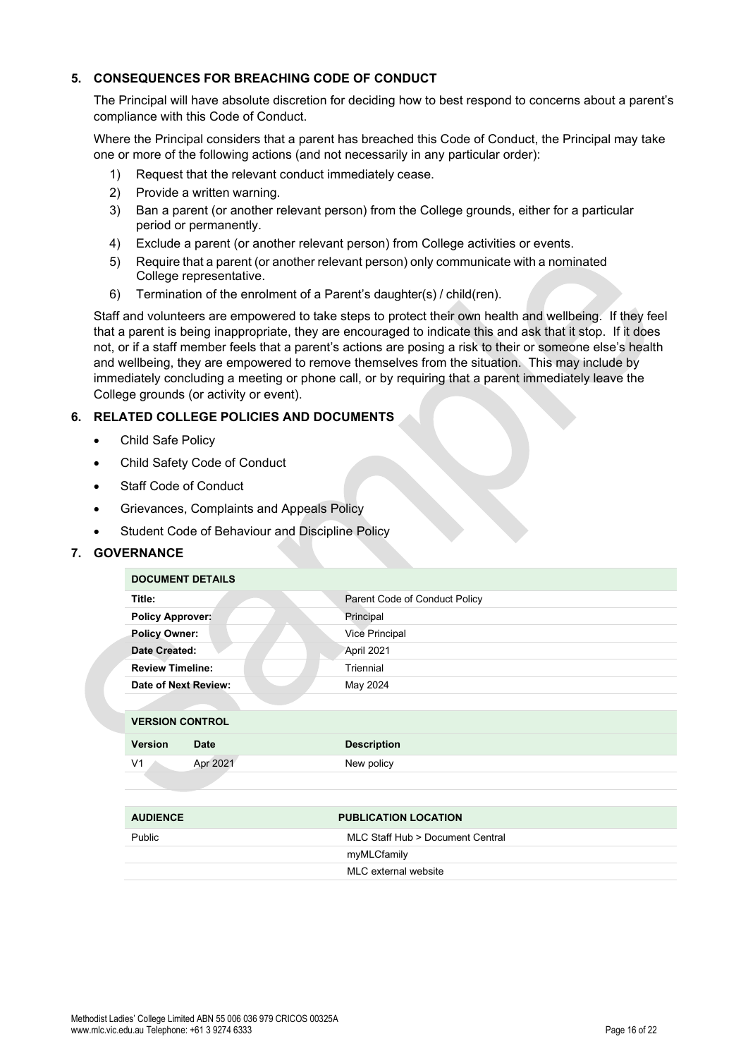## 5. CONSEQUENCES FOR BREACHING CODE OF CONDUCT

The Principal will have absolute discretion for deciding how to best respond to concerns about a parent's compliance with this Code of Conduct.

Where the Principal considers that a parent has breached this Code of Conduct, the Principal may take one or more of the following actions (and not necessarily in any particular order):

1) Request that the relevant conduct immediately cease.
2) Provide a written warning.
3) Ban a parent (or another relevant person) from the College grounds, either for a particular period or permanently.
4) Exclude a parent (or another relevant person) from College activities or events.
5) Require that a parent (or another relevant person) only communicate with a nominated College representative.
6) Termination of the enrolment of a Parent's daughter(s) / child(ren).

Staff and volunteers are empowered to take steps to protect their own health and wellbeing. If they feel that a parent is being inappropriate, they are encouraged to indicate this and ask that it stop. If it does not, or if a staff member feels that a parent's actions are posing a risk to their or someone else's health and wellbeing, they are empowered to remove themselves from the situation. This may include by immediately concluding a meeting or phone call, or by requiring that a parent immediately leave the College grounds (or activity or event).

## 6. RELATED COLLEGE POLICIES AND DOCUMENTS

- Child Safe Policy
- Child Safety Code of Conduct
- Staff Code of Conduct
- Grievances, Complaints and Appeals Policy
- Student Code of Behaviour and Discipline Policy

## 7. GOVERNANCE

| DOCUMENT DETAILS | |
|---|---|
| **Title:** | Parent Code of Conduct Policy |
| **Policy Approver:** | Principal |
| **Policy Owner:** | Vice Principal |
| **Date Created:** | April 2021 |
| **Review Timeline:** | Triennial |
| **Date of Next Review:** | May 2024 |

| VERSION CONTROL | | |
|---|---|---|
| **Version** | **Date** | **Description** |
| V1 | Apr 2021 | New policy |

| AUDIENCE | PUBLICATION LOCATION |
|---|---|
| Public | MLC Staff Hub > Document Central |
| | myMLCfamily |
| | MLC external website |

Methodist Ladies' College Limited ABN 55 006 036 979 CRICOS 00325A
www.mlc.vic.edu.au Telephone: +61 3 9274 6333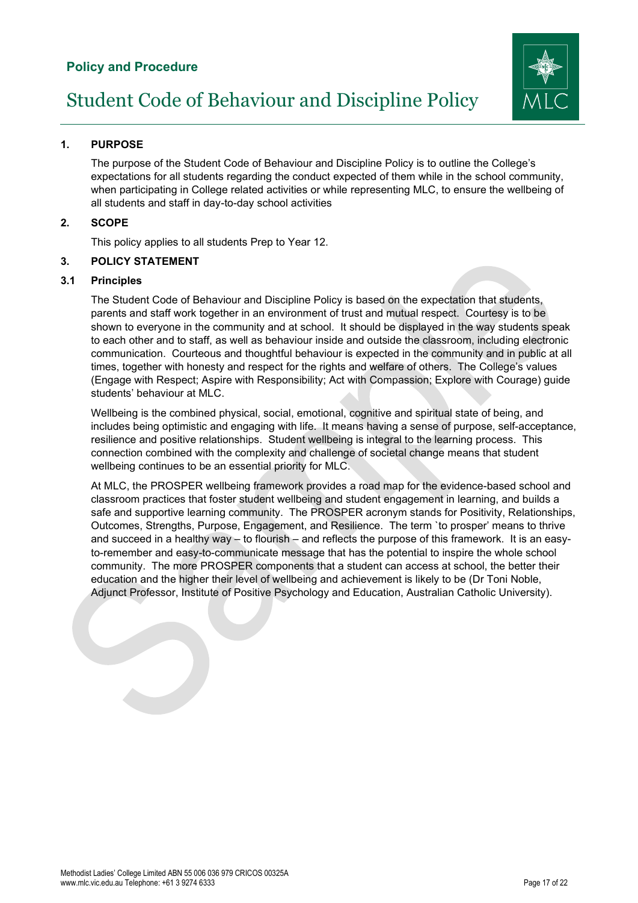**Policy and Procedure**

# Student Code of Behaviour and Discipline Policy

## 1. PURPOSE

The purpose of the Student Code of Behaviour and Discipline Policy is to outline the College's expectations for all students regarding the conduct expected of them while in the school community, when participating in College related activities or while representing MLC, to ensure the wellbeing of all students and staff in day-to-day school activities

## 2. SCOPE

This policy applies to all students Prep to Year 12.

## 3. POLICY STATEMENT

### 3.1 Principles

The Student Code of Behaviour and Discipline Policy is based on the expectation that students, parents and staff work together in an environment of trust and mutual respect. Courtesy is to be shown to everyone in the community and at school. It should be displayed in the way students speak to each other and to staff, as well as behaviour inside and outside the classroom, including electronic communication. Courteous and thoughtful behaviour is expected in the community and in public at all times, together with honesty and respect for the rights and welfare of others. The College's values (Engage with Respect; Aspire with Responsibility; Act with Compassion; Explore with Courage) guide students' behaviour at MLC.

Wellbeing is the combined physical, social, emotional, cognitive and spiritual state of being, and includes being optimistic and engaging with life. It means having a sense of purpose, self-acceptance, resilience and positive relationships. Student wellbeing is integral to the learning process. This connection combined with the complexity and challenge of societal change means that student wellbeing continues to be an essential priority for MLC.

At MLC, the PROSPER wellbeing framework provides a road map for the evidence-based school and classroom practices that foster student wellbeing and student engagement in learning, and builds a safe and supportive learning community. The PROSPER acronym stands for Positivity, Relationships, Outcomes, Strengths, Purpose, Engagement, and Resilience. The term `to prosper' means to thrive and succeed in a healthy way – to flourish – and reflects the purpose of this framework. It is an easy-to-remember and easy-to-communicate message that has the potential to inspire the whole school community. The more PROSPER components that a student can access at school, the better their education and the higher their level of wellbeing and achievement is likely to be (Dr Toni Noble, Adjunct Professor, Institute of Positive Psychology and Education, Australian Catholic University).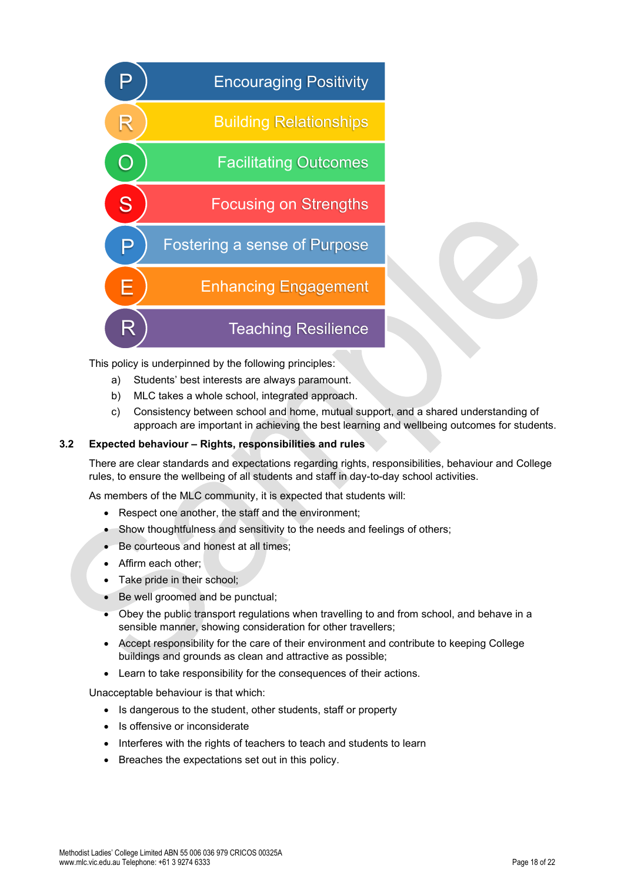- **P** Encouraging Positivity
- **R** Building Relationships
- **O** Facilitating Outcomes
- **S** Focusing on Strengths
- **P** Fostering a sense of Purpose
- **E** Enhancing Engagement
- **R** Teaching Resilience

This policy is underpinned by the following principles:

a) Students' best interests are always paramount.

b) MLC takes a whole school, integrated approach.

c) Consistency between school and home, mutual support, and a shared understanding of approach are important in achieving the best learning and wellbeing outcomes for students.

### 3.2 Expected behaviour – Rights, responsibilities and rules

There are clear standards and expectations regarding rights, responsibilities, behaviour and College rules, to ensure the wellbeing of all students and staff in day-to-day school activities.

As members of the MLC community, it is expected that students will:

- Respect one another, the staff and the environment;
- Show thoughtfulness and sensitivity to the needs and feelings of others;
- Be courteous and honest at all times;
- Affirm each other;
- Take pride in their school;
- Be well groomed and be punctual;
- Obey the public transport regulations when travelling to and from school, and behave in a sensible manner, showing consideration for other travellers;
- Accept responsibility for the care of their environment and contribute to keeping College buildings and grounds as clean and attractive as possible;
- Learn to take responsibility for the consequences of their actions.

Unacceptable behaviour is that which:

- Is dangerous to the student, other students, staff or property
- Is offensive or inconsiderate
- Interferes with the rights of teachers to teach and students to learn
- Breaches the expectations set out in this policy.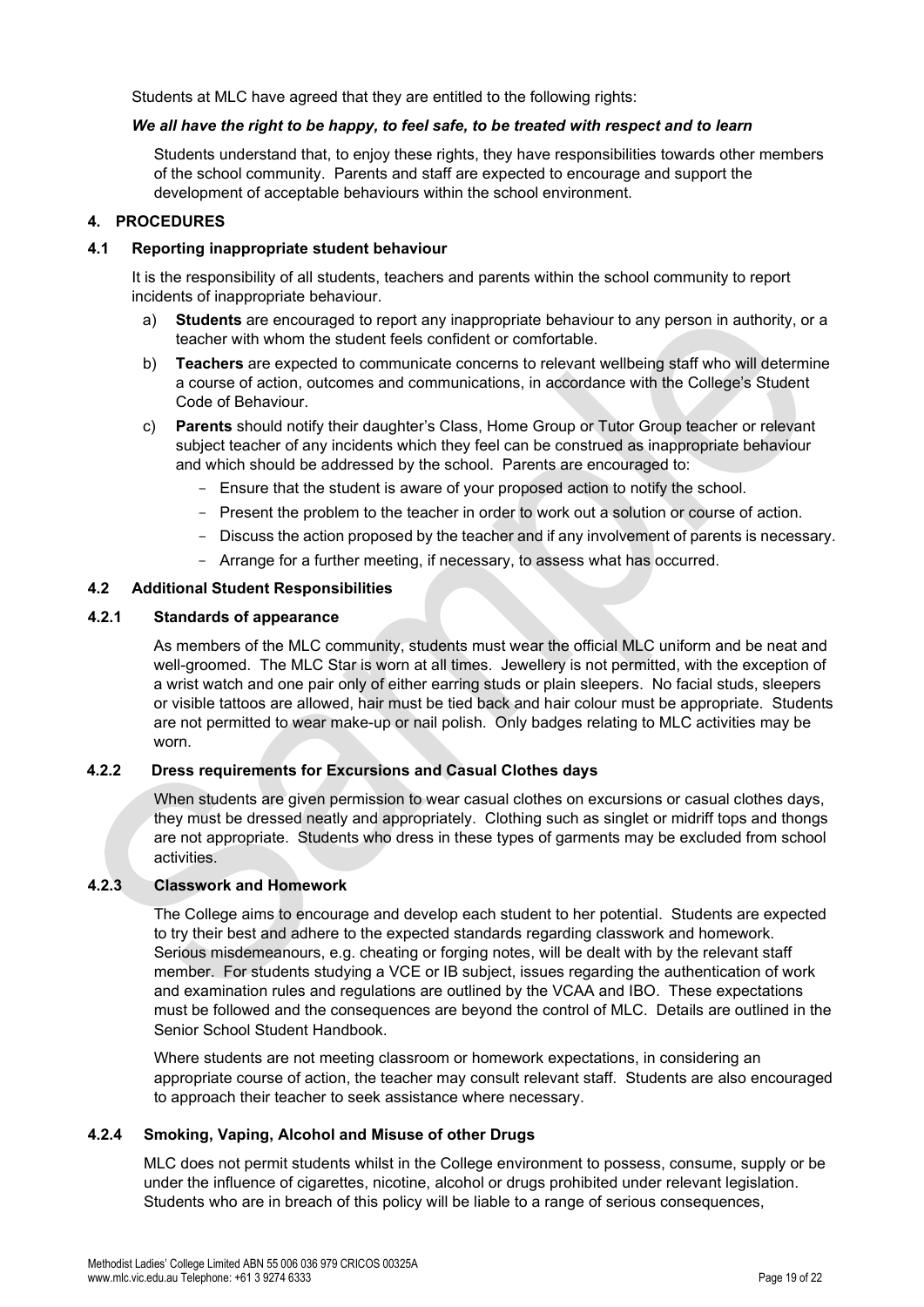Students at MLC have agreed that they are entitled to the following rights:

***We all have the right to be happy, to feel safe, to be treated with respect and to learn***

Students understand that, to enjoy these rights, they have responsibilities towards other members of the school community. Parents and staff are expected to encourage and support the development of acceptable behaviours within the school environment.

## 4. PROCEDURES

### 4.1 Reporting inappropriate student behaviour

It is the responsibility of all students, teachers and parents within the school community to report incidents of inappropriate behaviour.

a) **Students** are encouraged to report any inappropriate behaviour to any person in authority, or a teacher with whom the student feels confident or comfortable.

b) **Teachers** are expected to communicate concerns to relevant wellbeing staff who will determine a course of action, outcomes and communications, in accordance with the College's Student Code of Behaviour.

c) **Parents** should notify their daughter's Class, Home Group or Tutor Group teacher or relevant subject teacher of any incidents which they feel can be construed as inappropriate behaviour and which should be addressed by the school. Parents are encouraged to:

- Ensure that the student is aware of your proposed action to notify the school.
- Present the problem to the teacher in order to work out a solution or course of action.
- Discuss the action proposed by the teacher and if any involvement of parents is necessary.
- Arrange for a further meeting, if necessary, to assess what has occurred.

### 4.2 Additional Student Responsibilities

#### 4.2.1 Standards of appearance

As members of the MLC community, students must wear the official MLC uniform and be neat and well-groomed. The MLC Star is worn at all times. Jewellery is not permitted, with the exception of a wrist watch and one pair only of either earring studs or plain sleepers. No facial studs, sleepers or visible tattoos are allowed, hair must be tied back and hair colour must be appropriate. Students are not permitted to wear make-up or nail polish. Only badges relating to MLC activities may be worn.

#### 4.2.2 Dress requirements for Excursions and Casual Clothes days

When students are given permission to wear casual clothes on excursions or casual clothes days, they must be dressed neatly and appropriately. Clothing such as singlet or midriff tops and thongs are not appropriate. Students who dress in these types of garments may be excluded from school activities.

#### 4.2.3 Classwork and Homework

The College aims to encourage and develop each student to her potential. Students are expected to try their best and adhere to the expected standards regarding classwork and homework. Serious misdemeanours, e.g. cheating or forging notes, will be dealt with by the relevant staff member. For students studying a VCE or IB subject, issues regarding the authentication of work and examination rules and regulations are outlined by the VCAA and IBO. These expectations must be followed and the consequences are beyond the control of MLC. Details are outlined in the Senior School Student Handbook.

Where students are not meeting classroom or homework expectations, in considering an appropriate course of action, the teacher may consult relevant staff. Students are also encouraged to approach their teacher to seek assistance where necessary.

#### 4.2.4 Smoking, Vaping, Alcohol and Misuse of other Drugs

MLC does not permit students whilst in the College environment to possess, consume, supply or be under the influence of cigarettes, nicotine, alcohol or drugs prohibited under relevant legislation. Students who are in breach of this policy will be liable to a range of serious consequences,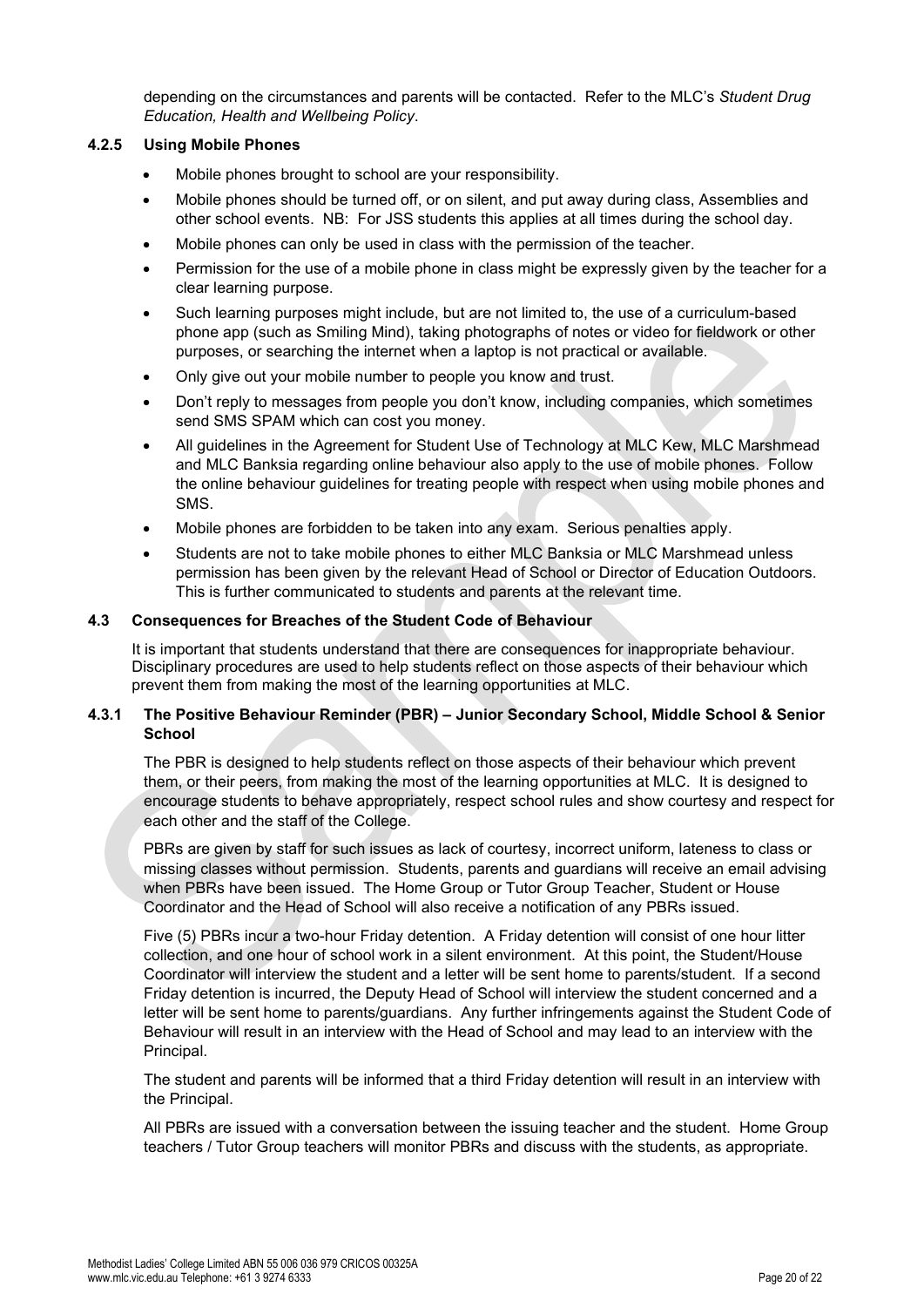depending on the circumstances and parents will be contacted. Refer to the MLC's *Student Drug Education, Health and Wellbeing Policy*.

### 4.2.5 Using Mobile Phones

- Mobile phones brought to school are your responsibility.
- Mobile phones should be turned off, or on silent, and put away during class, Assemblies and other school events. NB: For JSS students this applies at all times during the school day.
- Mobile phones can only be used in class with the permission of the teacher.
- Permission for the use of a mobile phone in class might be expressly given by the teacher for a clear learning purpose.
- Such learning purposes might include, but are not limited to, the use of a curriculum-based phone app (such as Smiling Mind), taking photographs of notes or video for fieldwork or other purposes, or searching the internet when a laptop is not practical or available.
- Only give out your mobile number to people you know and trust.
- Don't reply to messages from people you don't know, including companies, which sometimes send SMS SPAM which can cost you money.
- All guidelines in the Agreement for Student Use of Technology at MLC Kew, MLC Marshmead and MLC Banksia regarding online behaviour also apply to the use of mobile phones. Follow the online behaviour guidelines for treating people with respect when using mobile phones and SMS.
- Mobile phones are forbidden to be taken into any exam. Serious penalties apply.
- Students are not to take mobile phones to either MLC Banksia or MLC Marshmead unless permission has been given by the relevant Head of School or Director of Education Outdoors. This is further communicated to students and parents at the relevant time.

## 4.3 Consequences for Breaches of the Student Code of Behaviour

It is important that students understand that there are consequences for inappropriate behaviour. Disciplinary procedures are used to help students reflect on those aspects of their behaviour which prevent them from making the most of the learning opportunities at MLC.

### 4.3.1 The Positive Behaviour Reminder (PBR) – Junior Secondary School, Middle School & Senior School

The PBR is designed to help students reflect on those aspects of their behaviour which prevent them, or their peers, from making the most of the learning opportunities at MLC. It is designed to encourage students to behave appropriately, respect school rules and show courtesy and respect for each other and the staff of the College.

PBRs are given by staff for such issues as lack of courtesy, incorrect uniform, lateness to class or missing classes without permission. Students, parents and guardians will receive an email advising when PBRs have been issued. The Home Group or Tutor Group Teacher, Student or House Coordinator and the Head of School will also receive a notification of any PBRs issued.

Five (5) PBRs incur a two-hour Friday detention. A Friday detention will consist of one hour litter collection, and one hour of school work in a silent environment. At this point, the Student/House Coordinator will interview the student and a letter will be sent home to parents/student. If a second Friday detention is incurred, the Deputy Head of School will interview the student concerned and a letter will be sent home to parents/guardians. Any further infringements against the Student Code of Behaviour will result in an interview with the Head of School and may lead to an interview with the Principal.

The student and parents will be informed that a third Friday detention will result in an interview with the Principal.

All PBRs are issued with a conversation between the issuing teacher and the student. Home Group teachers / Tutor Group teachers will monitor PBRs and discuss with the students, as appropriate.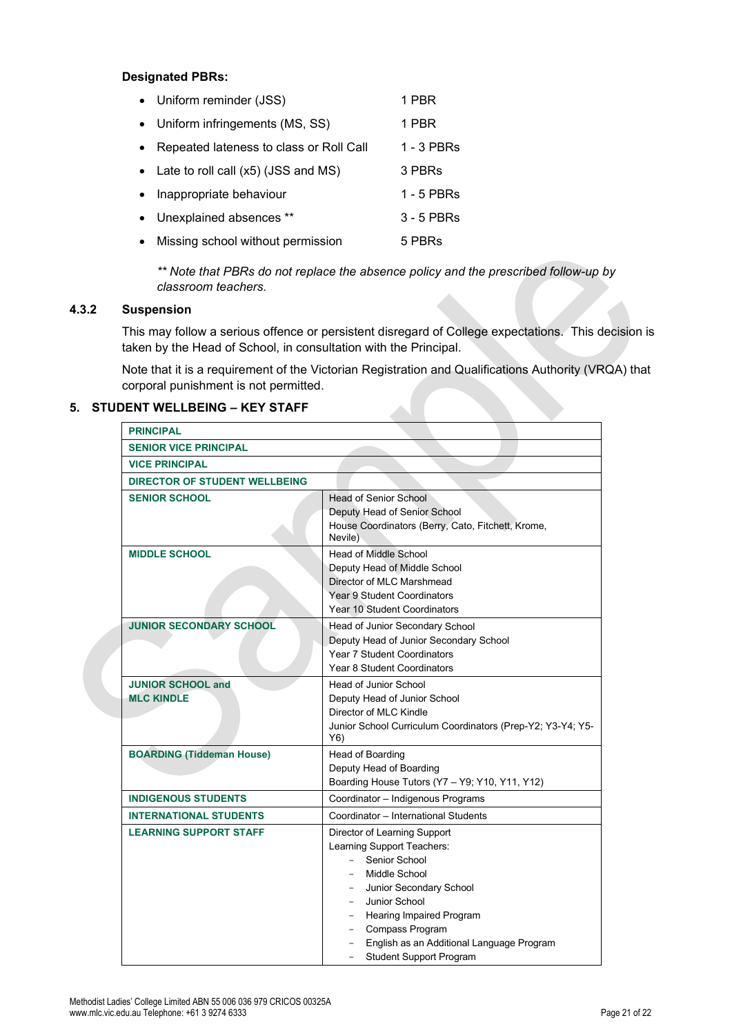**Designated PBRs:**

- Uniform reminder (JSS) — 1 PBR
- Uniform infringements (MS, SS) — 1 PBR
- Repeated lateness to class or Roll Call — 1 - 3 PBRs
- Late to roll call (x5) (JSS and MS) — 3 PBRs
- Inappropriate behaviour — 1 - 5 PBRs
- Unexplained absences ** — 3 - 5 PBRs
- Missing school without permission — 5 PBRs

*** Note that PBRs do not replace the absence policy and the prescribed follow-up by classroom teachers.*

### 4.3.2 Suspension

This may follow a serious offence or persistent disregard of College expectations. This decision is taken by the Head of School, in consultation with the Principal.

Note that it is a requirement of the Victorian Registration and Qualifications Authority (VRQA) that corporal punishment is not permitted.

## 5. STUDENT WELLBEING – KEY STAFF

| | |
|---|---|
| **PRINCIPAL** | |
| **SENIOR VICE PRINCIPAL** | |
| **VICE PRINCIPAL** | |
| **DIRECTOR OF STUDENT WELLBEING** | |
| **SENIOR SCHOOL** | Head of Senior School<br>Deputy Head of Senior School<br>House Coordinators (Berry, Cato, Fitchett, Krome, Nevile) |
| **MIDDLE SCHOOL** | Head of Middle School<br>Deputy Head of Middle School<br>Director of MLC Marshmead<br>Year 9 Student Coordinators<br>Year 10 Student Coordinators |
| **JUNIOR SECONDARY SCHOOL** | Head of Junior Secondary School<br>Deputy Head of Junior Secondary School<br>Year 7 Student Coordinators<br>Year 8 Student Coordinators |
| **JUNIOR SCHOOL and MLC KINDLE** | Head of Junior School<br>Deputy Head of Junior School<br>Director of MLC Kindle<br>Junior School Curriculum Coordinators (Prep-Y2; Y3-Y4; Y5-Y6) |
| **BOARDING (Tiddeman House)** | Head of Boarding<br>Deputy Head of Boarding<br>Boarding House Tutors (Y7 – Y9; Y10, Y11, Y12) |
| **INDIGENOUS STUDENTS** | Coordinator – Indigenous Programs |
| **INTERNATIONAL STUDENTS** | Coordinator – International Students |
| **LEARNING SUPPORT STAFF** | Director of Learning Support<br>Learning Support Teachers:<br>- Senior School<br>- Middle School<br>- Junior Secondary School<br>- Junior School<br>- Hearing Impaired Program<br>- Compass Program<br>- English as an Additional Language Program<br>- Student Support Program |

Methodist Ladies' College Limited ABN 55 006 036 979 CRICOS 00325A
www.mlc.vic.edu.au Telephone: +61 3 9274 6333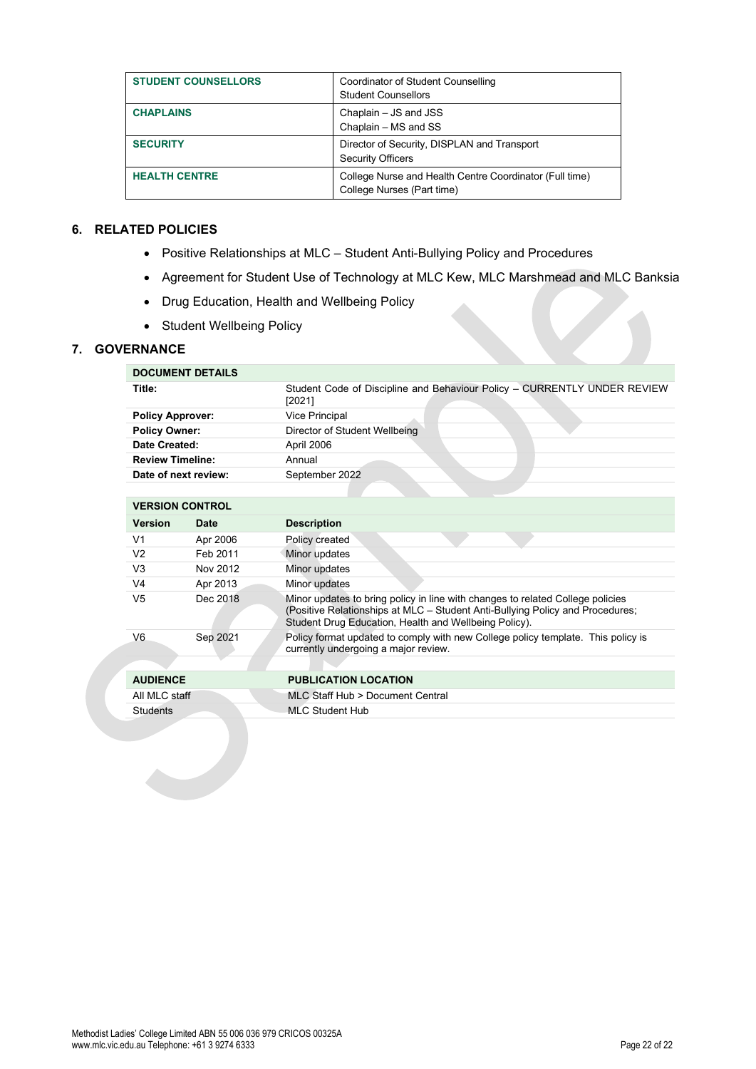| | |
|---|---|
| **STUDENT COUNSELLORS** | Coordinator of Student Counselling<br>Student Counsellors |
| **CHAPLAINS** | Chaplain – JS and JSS<br>Chaplain – MS and SS |
| **SECURITY** | Director of Security, DISPLAN and Transport<br>Security Officers |
| **HEALTH CENTRE** | College Nurse and Health Centre Coordinator (Full time)<br>College Nurses (Part time) |

## 6. RELATED POLICIES

- Positive Relationships at MLC – Student Anti-Bullying Policy and Procedures
- Agreement for Student Use of Technology at MLC Kew, MLC Marshmead and MLC Banksia
- Drug Education, Health and Wellbeing Policy
- Student Wellbeing Policy

## 7. GOVERNANCE

| DOCUMENT DETAILS | |
|---|---|
| **Title:** | Student Code of Discipline and Behaviour Policy – CURRENTLY UNDER REVIEW [2021] |
| **Policy Approver:** | Vice Principal |
| **Policy Owner:** | Director of Student Wellbeing |
| **Date Created:** | April 2006 |
| **Review Timeline:** | Annual |
| **Date of next review:** | September 2022 |

**VERSION CONTROL**

| Version | Date | Description |
|---|---|---|
| V1 | Apr 2006 | Policy created |
| V2 | Feb 2011 | Minor updates |
| V3 | Nov 2012 | Minor updates |
| V4 | Apr 2013 | Minor updates |
| V5 | Dec 2018 | Minor updates to bring policy in line with changes to related College policies (Positive Relationships at MLC – Student Anti-Bullying Policy and Procedures; Student Drug Education, Health and Wellbeing Policy). |
| V6 | Sep 2021 | Policy format updated to comply with new College policy template. This policy is currently undergoing a major review. |

| AUDIENCE | PUBLICATION LOCATION |
|---|---|
| All MLC staff | MLC Staff Hub > Document Central |
| Students | MLC Student Hub |

Methodist Ladies' College Limited ABN 55 006 036 979 CRICOS 00325A
www.mlc.vic.edu.au Telephone: +61 3 9274 6333